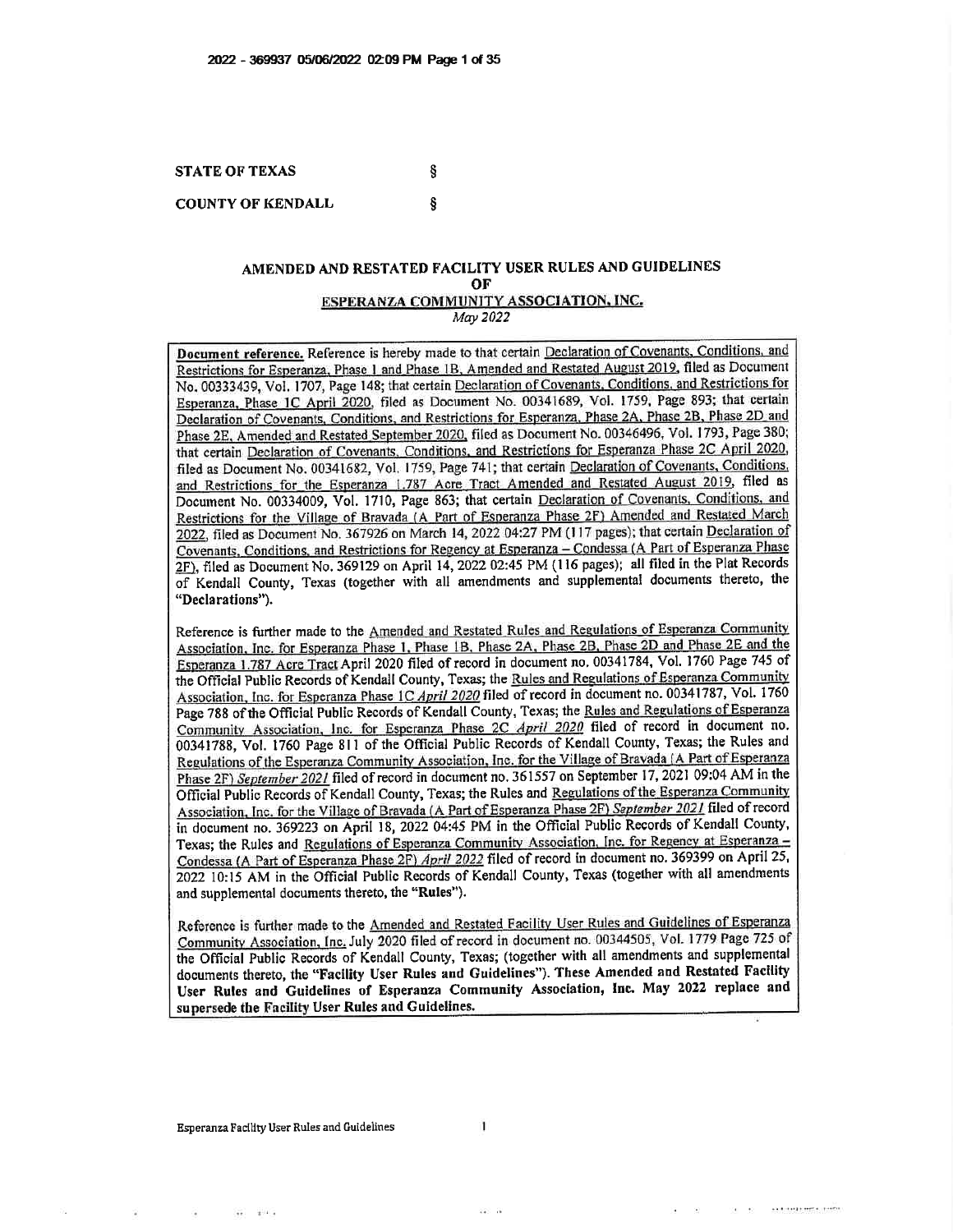**STATE OF TEXAS** §

**COUNTY OF KENDALL** §

# AMENDED AND RESTATED FACILITY USER RULES AND GUIDELINES OF ESPERANZA COMMUNITY ASSOCIATION, INC.

*May 2022*

**Document reference.** Reference is hereby made to that certain Declaration of Covenants, Conditions, and Restrictions for Esperanza, Phase 1 and Phase 1B, Amended and Restated August 2019, filed as Document No. 00333439, Vol. 1707, Page 148; that certain Declaration of Covenants, Conditions, and Restrictions for Esperanza, Phase 1C April 2020, filed as Document No. 00341689, Vol. 1759, Page 893; that certain Declaration of Covenants, Conditions, and Restrictions for Esperanza, Phase 2A, Phase 2B, Phase 2D and Phase 2E, Amended and Restated September 2020, filed as Document No. 00346496, Vol. 1793, Page 380; that certain Declaration of Covenants, Conditions, and Restrictions for Esperanza Phase 2C April 2020, filed as Document No. 00341682, Vol. 1759, Page 741; that certain Declaration of Covenants, Conditions, and Restrictions for the Esperanza 1.787 Acre Tract Amended and Restated August 2019, filed as Document No. 00334009, Vol. 1710, Page 863; that certain Declaration of Covenants, Conditions, and Restrictions for the Village of Bravada (A Part of Esperanza Phase 2F) Amended and Restated March 2022, filed as Document No. 367926 on March 14, 2022 04:27 PM (117 pages); that certain Declaration of Covenants, Conditions, and Restrictions for Regency at Esperanza – Condessa (A Part of Esperanza Phase 2F), filed as Document No. 369129 on April 14, 2022 02:45 PM (116 pages); all filed in the Plat Records of Kendall County, Texas (together with all amendments and supplemental documents thereto, the **"Declarations"**).

Reference is further made to the Amended and Restated Rules and Regulations of Esperanza Community Association, Inc. for Esperanza Phase 1, Phase 1B, Phase 2A, Phase 2B, Phase 2D and Phase 2E and the Esperanza 1.787 Acre Tract April 2020 filed of record in document no. 00341784, Vol. 1760 Page 745 of the Official Public Records of Kendall County, Texas; the Rules and Regulations of Esperanza Community Association, Inc. for Esperanza Phase 1C *April 2020* filed of record in document no. 00341787, Vol. 1760 Page 788 of the Official Public Records of Kendall County, Texas; the Rules and Regulations of Esperanza Community Association, Inc. for Esperanza Phase 2C *April 2020* filed of record in document no. 00341788, Vol. 1760 Page 811 of the Official Public Records of Kendall County, Texas; the Rules and Regulations of the Esperanza Community Association, Inc. for the Village of Bravada (A Part of Esperanza Phase 2F) *September 2021* filed of record in document no. 361557 on September 17, 2021 09:04 AM in the Official Public Records of Kendall County, Texas; the Rules and Regulations of the Esperanza Community Association, Inc. for the Village of Bravada (A Part of Esperanza Phase 2F) *September 2021* filed of record in document no. 369223 on April 18, 2022 04:45 PM in the Official Public Records of Kendall County, Texas; the Rules and Regulations of Esperanza Community Association, Inc. for Regency at Esperanza – Condessa (A Part of Esperanza Phase 2F) *April 2022* filed of record in document no. 369399 on April 25, 2022 10:15 AM in the Official Public Records of Kendall County, Texas (together with all amendments and supplemental documents thereto, the **"Rules"**).

Reference is further made to the Amended and Restated Facility User Rules and Guidelines of Esperanza Community Association, Inc. July 2020 filed of record in document no. 00344505, Vol. 1779 Page 725 of the Official Public Records of Kendall County, Texas; (together with all amendments and supplemental documents thereto, the **"Facility User Rules and Guidelines"**). **These Amended and Restated Facility User Rules and Guidelines of Esperanza Community Association, Inc. May 2022 replace and supersede the Facility User Rules and Guidelines.**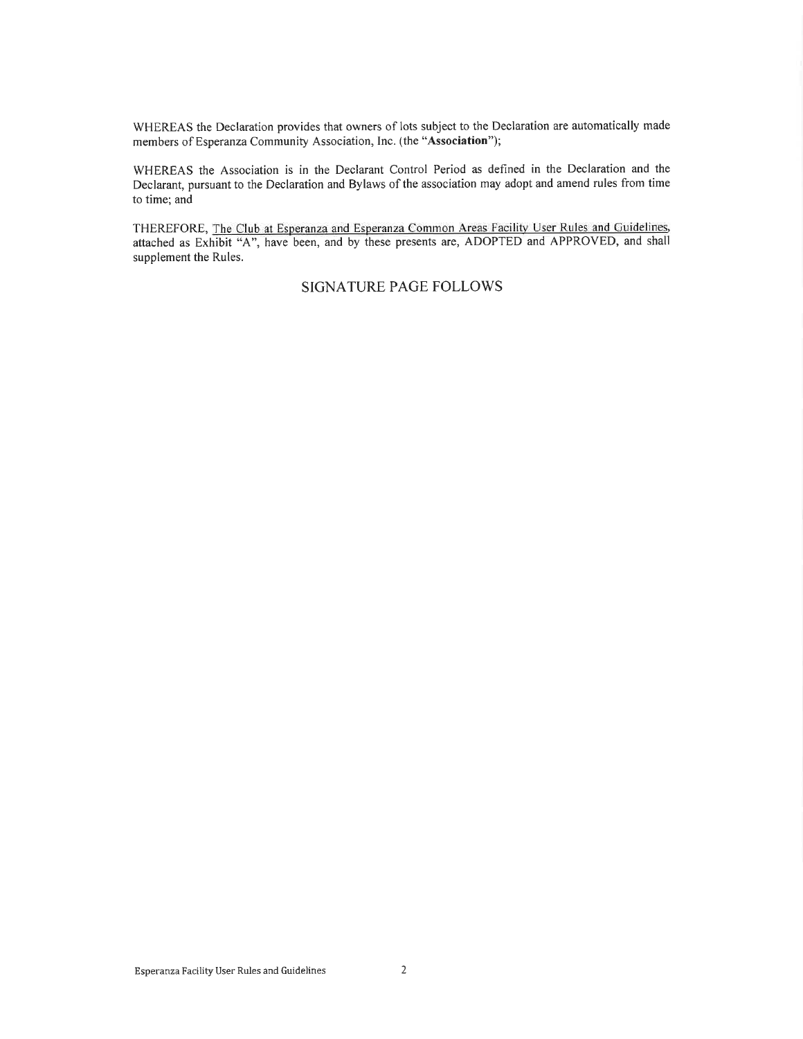WHEREAS the Declaration provides that owners of lots subject to the Declaration are automatically made members of Esperanza Community Association, Inc. (the "**Association**");

WHEREAS the Association is in the Declarant Control Period as defined in the Declaration and the Declarant, pursuant to the Declaration and Bylaws of the association may adopt and amend rules from time to time; and

THEREFORE, <u>The Club at Esperanza and Esperanza Common Areas Facility User Rules and Guidelines</u>, attached as Exhibit "A", have been, and by these presents are, ADOPTED and APPROVED, and shall supplement the Rules.

SIGNATURE PAGE FOLLOWS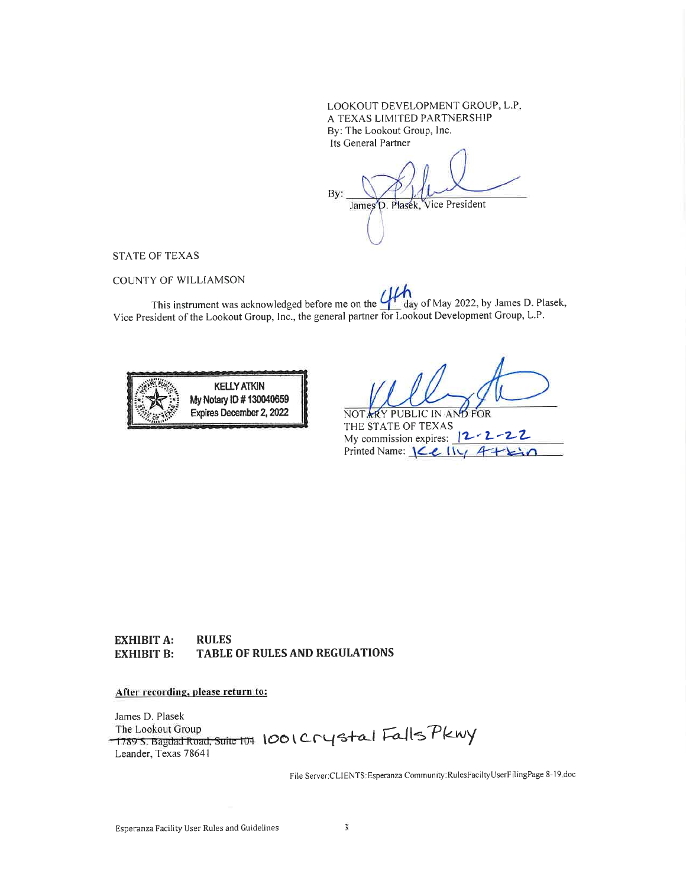LOOKOUT DEVELOPMENT GROUP, L.P.
A TEXAS LIMITED PARTNERSHIP
By: The Lookout Group, Inc.
Its General Partner

By: ______________________
James D. Plasek, Vice President

STATE OF TEXAS

COUNTY OF WILLIAMSON

This instrument was acknowledged before me on the 4th day of May 2022, by James D. Plasek, Vice President of the Lookout Group, Inc., the general partner for Lookout Development Group, L.P.

KELLY ATKIN
My Notary ID # 130040659
Expires December 2, 2022

______________________
NOTARY PUBLIC IN AND FOR
THE STATE OF TEXAS
My commission expires: 12-2-22
Printed Name: Kelly Atkin

**EXHIBIT A: RULES**
**EXHIBIT B: TABLE OF RULES AND REGULATIONS**

**After recording, please return to:**

James D. Plasek
The Lookout Group
~~1789 S. Bagdad Road, Suite 104~~ 1001 Crystal Falls Pkwy
Leander, Texas 78641

File Server:CLIENTS:Esperanza Community:RulesFaciltyUserFilingPage 8-19.doc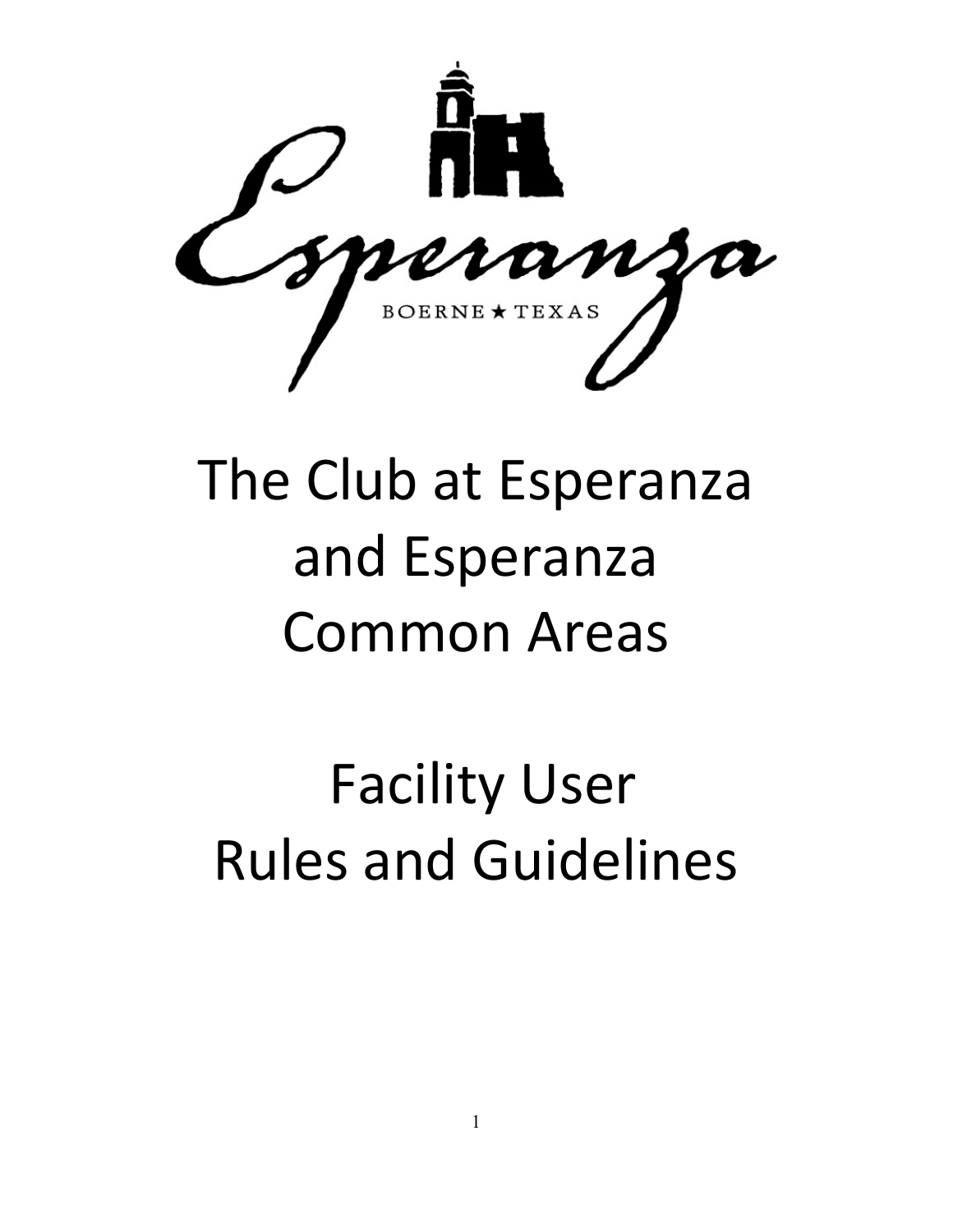Esperanza

BOERNE ★ TEXAS

# The Club at Esperanza and Esperanza Common Areas

# Facility User Rules and Guidelines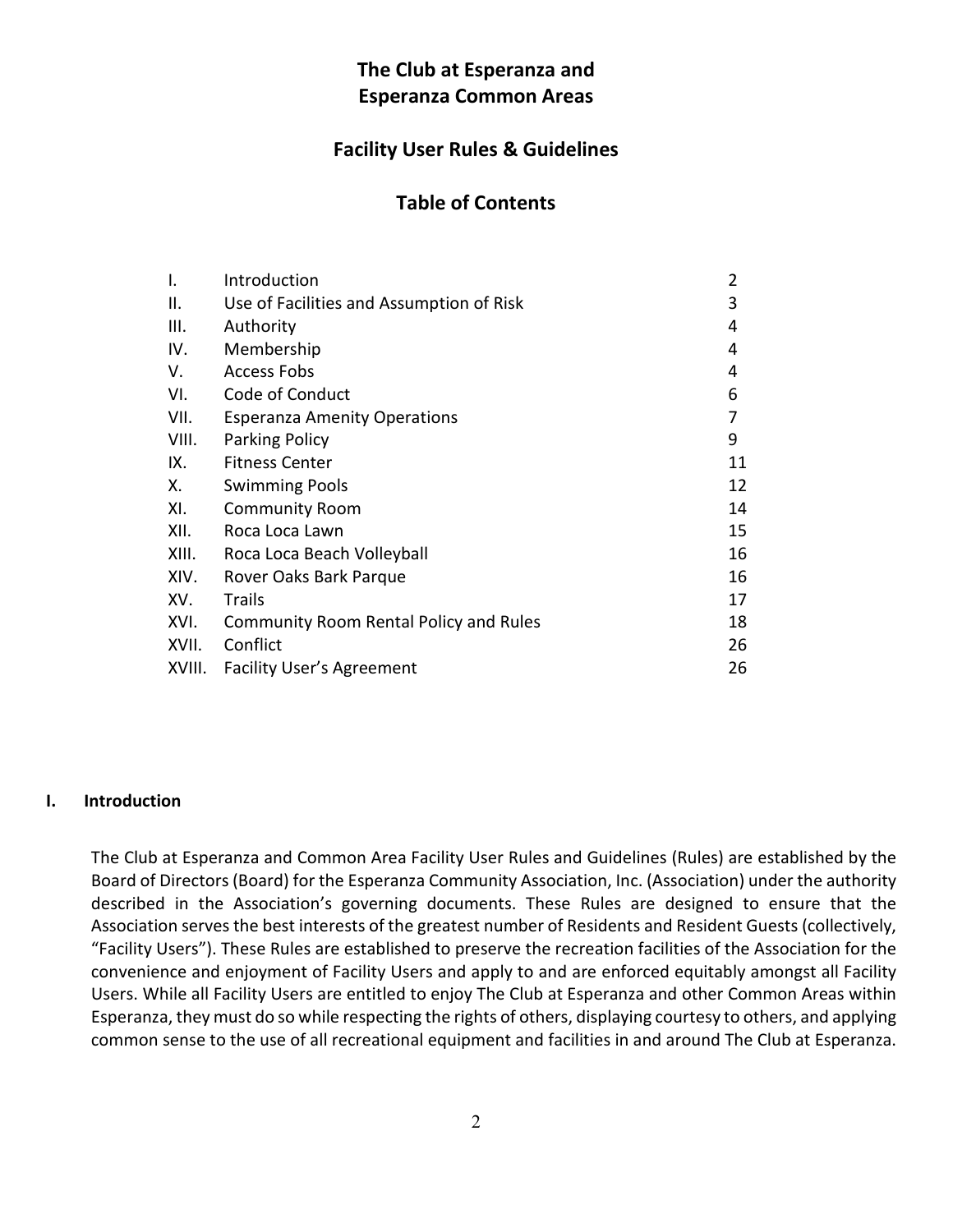# The Club at Esperanza and Esperanza Common Areas

## Facility User Rules & Guidelines

## Table of Contents

| | | |
|---|---|---|
| I. | Introduction | 2 |
| II. | Use of Facilities and Assumption of Risk | 3 |
| III. | Authority | 4 |
| IV. | Membership | 4 |
| V. | Access Fobs | 4 |
| VI. | Code of Conduct | 6 |
| VII. | Esperanza Amenity Operations | 7 |
| VIII. | Parking Policy | 9 |
| IX. | Fitness Center | 11 |
| X. | Swimming Pools | 12 |
| XI. | Community Room | 14 |
| XII. | Roca Loca Lawn | 15 |
| XIII. | Roca Loca Beach Volleyball | 16 |
| XIV. | Rover Oaks Bark Parque | 16 |
| XV. | Trails | 17 |
| XVI. | Community Room Rental Policy and Rules | 18 |
| XVII. | Conflict | 26 |
| XVIII. | Facility User's Agreement | 26 |

### I. Introduction

The Club at Esperanza and Common Area Facility User Rules and Guidelines (Rules) are established by the Board of Directors (Board) for the Esperanza Community Association, Inc. (Association) under the authority described in the Association's governing documents. These Rules are designed to ensure that the Association serves the best interests of the greatest number of Residents and Resident Guests (collectively, "Facility Users"). These Rules are established to preserve the recreation facilities of the Association for the convenience and enjoyment of Facility Users and apply to and are enforced equitably amongst all Facility Users. While all Facility Users are entitled to enjoy The Club at Esperanza and other Common Areas within Esperanza, they must do so while respecting the rights of others, displaying courtesy to others, and applying common sense to the use of all recreational equipment and facilities in and around The Club at Esperanza.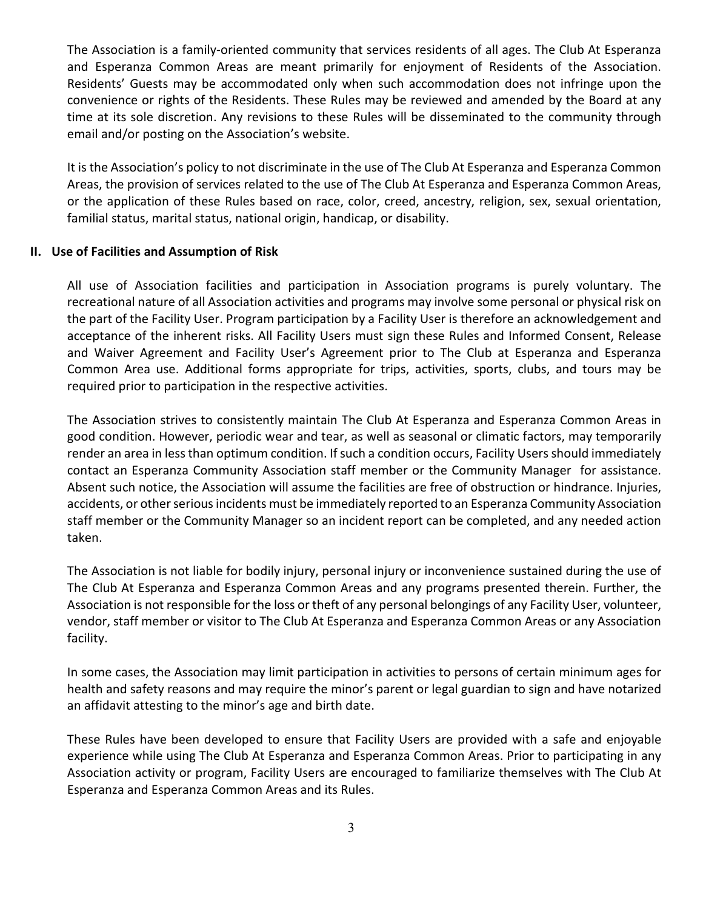The Association is a family-oriented community that services residents of all ages. The Club At Esperanza and Esperanza Common Areas are meant primarily for enjoyment of Residents of the Association. Residents' Guests may be accommodated only when such accommodation does not infringe upon the convenience or rights of the Residents. These Rules may be reviewed and amended by the Board at any time at its sole discretion. Any revisions to these Rules will be disseminated to the community through email and/or posting on the Association's website.

It is the Association's policy to not discriminate in the use of The Club At Esperanza and Esperanza Common Areas, the provision of services related to the use of The Club At Esperanza and Esperanza Common Areas, or the application of these Rules based on race, color, creed, ancestry, religion, sex, sexual orientation, familial status, marital status, national origin, handicap, or disability.

## II. Use of Facilities and Assumption of Risk

All use of Association facilities and participation in Association programs is purely voluntary. The recreational nature of all Association activities and programs may involve some personal or physical risk on the part of the Facility User. Program participation by a Facility User is therefore an acknowledgement and acceptance of the inherent risks. All Facility Users must sign these Rules and Informed Consent, Release and Waiver Agreement and Facility User's Agreement prior to The Club at Esperanza and Esperanza Common Area use. Additional forms appropriate for trips, activities, sports, clubs, and tours may be required prior to participation in the respective activities.

The Association strives to consistently maintain The Club At Esperanza and Esperanza Common Areas in good condition. However, periodic wear and tear, as well as seasonal or climatic factors, may temporarily render an area in less than optimum condition. If such a condition occurs, Facility Users should immediately contact an Esperanza Community Association staff member or the Community Manager for assistance. Absent such notice, the Association will assume the facilities are free of obstruction or hindrance. Injuries, accidents, or other serious incidents must be immediately reported to an Esperanza Community Association staff member or the Community Manager so an incident report can be completed, and any needed action taken.

The Association is not liable for bodily injury, personal injury or inconvenience sustained during the use of The Club At Esperanza and Esperanza Common Areas and any programs presented therein. Further, the Association is not responsible for the loss or theft of any personal belongings of any Facility User, volunteer, vendor, staff member or visitor to The Club At Esperanza and Esperanza Common Areas or any Association facility.

In some cases, the Association may limit participation in activities to persons of certain minimum ages for health and safety reasons and may require the minor's parent or legal guardian to sign and have notarized an affidavit attesting to the minor's age and birth date.

These Rules have been developed to ensure that Facility Users are provided with a safe and enjoyable experience while using The Club At Esperanza and Esperanza Common Areas. Prior to participating in any Association activity or program, Facility Users are encouraged to familiarize themselves with The Club At Esperanza and Esperanza Common Areas and its Rules.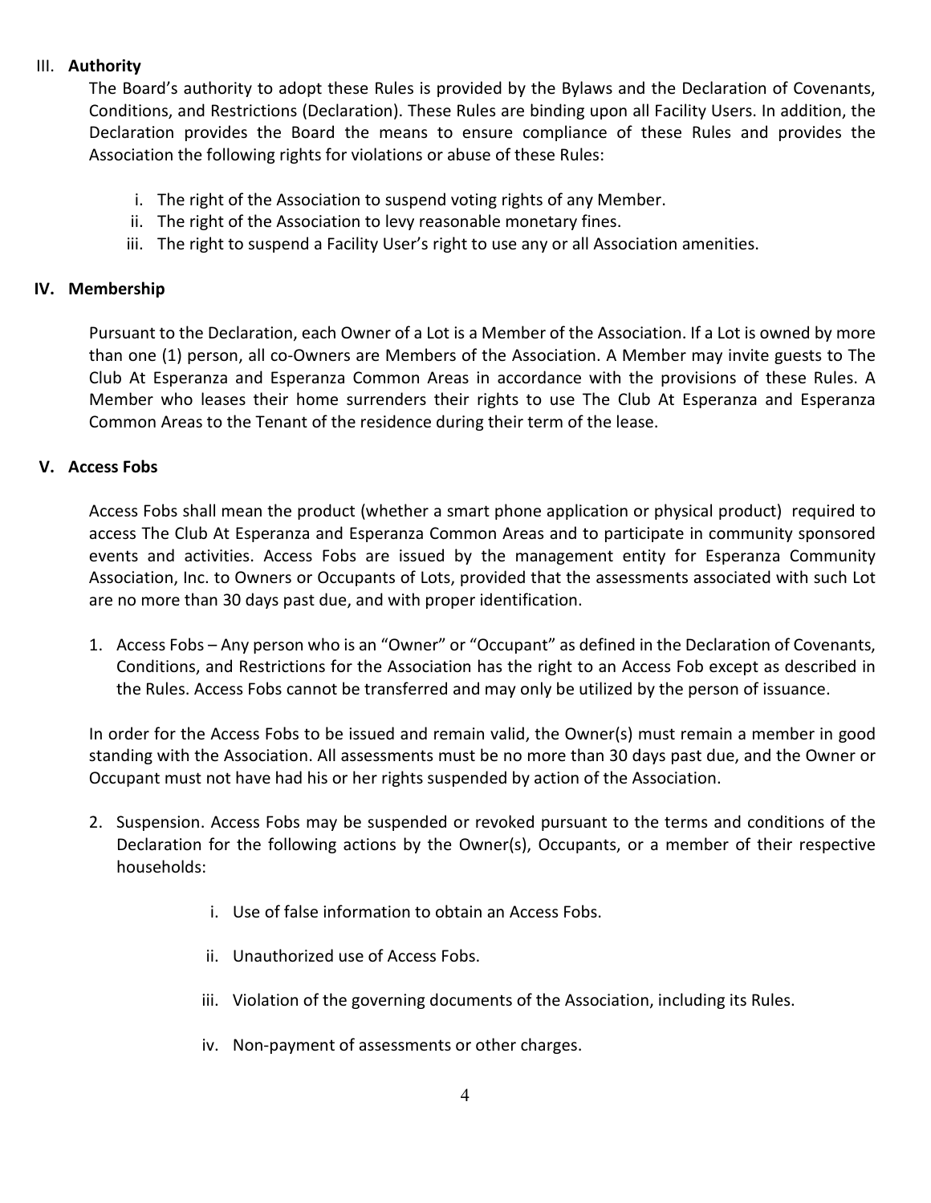## III. Authority

The Board's authority to adopt these Rules is provided by the Bylaws and the Declaration of Covenants, Conditions, and Restrictions (Declaration). These Rules are binding upon all Facility Users. In addition, the Declaration provides the Board the means to ensure compliance of these Rules and provides the Association the following rights for violations or abuse of these Rules:

i. The right of the Association to suspend voting rights of any Member.
ii. The right of the Association to levy reasonable monetary fines.
iii. The right to suspend a Facility User's right to use any or all Association amenities.

## IV. Membership

Pursuant to the Declaration, each Owner of a Lot is a Member of the Association. If a Lot is owned by more than one (1) person, all co-Owners are Members of the Association. A Member may invite guests to The Club At Esperanza and Esperanza Common Areas in accordance with the provisions of these Rules. A Member who leases their home surrenders their rights to use The Club At Esperanza and Esperanza Common Areas to the Tenant of the residence during their term of the lease.

## V. Access Fobs

Access Fobs shall mean the product (whether a smart phone application or physical product) required to access The Club At Esperanza and Esperanza Common Areas and to participate in community sponsored events and activities. Access Fobs are issued by the management entity for Esperanza Community Association, Inc. to Owners or Occupants of Lots, provided that the assessments associated with such Lot are no more than 30 days past due, and with proper identification.

1. Access Fobs – Any person who is an "Owner" or "Occupant" as defined in the Declaration of Covenants, Conditions, and Restrictions for the Association has the right to an Access Fob except as described in the Rules. Access Fobs cannot be transferred and may only be utilized by the person of issuance.

In order for the Access Fobs to be issued and remain valid, the Owner(s) must remain a member in good standing with the Association. All assessments must be no more than 30 days past due, and the Owner or Occupant must not have had his or her rights suspended by action of the Association.

2. Suspension. Access Fobs may be suspended or revoked pursuant to the terms and conditions of the Declaration for the following actions by the Owner(s), Occupants, or a member of their respective households:

   i. Use of false information to obtain an Access Fobs.

   ii. Unauthorized use of Access Fobs.

   iii. Violation of the governing documents of the Association, including its Rules.

   iv. Non-payment of assessments or other charges.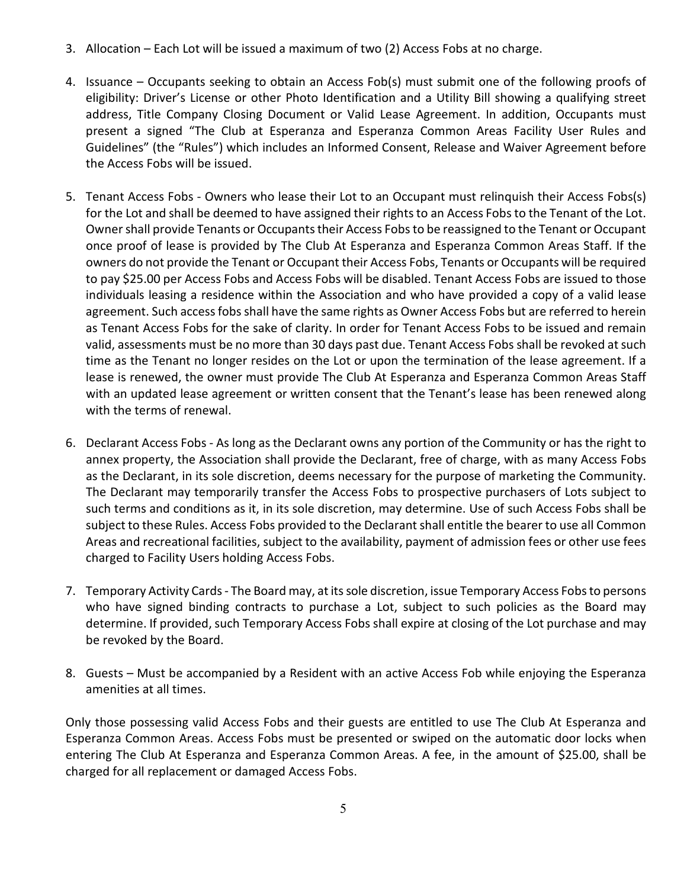3. Allocation – Each Lot will be issued a maximum of two (2) Access Fobs at no charge.

4. Issuance – Occupants seeking to obtain an Access Fob(s) must submit one of the following proofs of eligibility: Driver's License or other Photo Identification and a Utility Bill showing a qualifying street address, Title Company Closing Document or Valid Lease Agreement. In addition, Occupants must present a signed "The Club at Esperanza and Esperanza Common Areas Facility User Rules and Guidelines" (the "Rules") which includes an Informed Consent, Release and Waiver Agreement before the Access Fobs will be issued.

5. Tenant Access Fobs - Owners who lease their Lot to an Occupant must relinquish their Access Fobs(s) for the Lot and shall be deemed to have assigned their rights to an Access Fobs to the Tenant of the Lot. Owner shall provide Tenants or Occupants their Access Fobs to be reassigned to the Tenant or Occupant once proof of lease is provided by The Club At Esperanza and Esperanza Common Areas Staff. If the owners do not provide the Tenant or Occupant their Access Fobs, Tenants or Occupants will be required to pay $25.00 per Access Fobs and Access Fobs will be disabled. Tenant Access Fobs are issued to those individuals leasing a residence within the Association and who have provided a copy of a valid lease agreement. Such access fobs shall have the same rights as Owner Access Fobs but are referred to herein as Tenant Access Fobs for the sake of clarity. In order for Tenant Access Fobs to be issued and remain valid, assessments must be no more than 30 days past due. Tenant Access Fobs shall be revoked at such time as the Tenant no longer resides on the Lot or upon the termination of the lease agreement. If a lease is renewed, the owner must provide The Club At Esperanza and Esperanza Common Areas Staff with an updated lease agreement or written consent that the Tenant's lease has been renewed along with the terms of renewal.

6. Declarant Access Fobs - As long as the Declarant owns any portion of the Community or has the right to annex property, the Association shall provide the Declarant, free of charge, with as many Access Fobs as the Declarant, in its sole discretion, deems necessary for the purpose of marketing the Community. The Declarant may temporarily transfer the Access Fobs to prospective purchasers of Lots subject to such terms and conditions as it, in its sole discretion, may determine. Use of such Access Fobs shall be subject to these Rules. Access Fobs provided to the Declarant shall entitle the bearer to use all Common Areas and recreational facilities, subject to the availability, payment of admission fees or other use fees charged to Facility Users holding Access Fobs.

7. Temporary Activity Cards - The Board may, at its sole discretion, issue Temporary Access Fobs to persons who have signed binding contracts to purchase a Lot, subject to such policies as the Board may determine. If provided, such Temporary Access Fobs shall expire at closing of the Lot purchase and may be revoked by the Board.

8. Guests – Must be accompanied by a Resident with an active Access Fob while enjoying the Esperanza amenities at all times.

Only those possessing valid Access Fobs and their guests are entitled to use The Club At Esperanza and Esperanza Common Areas. Access Fobs must be presented or swiped on the automatic door locks when entering The Club At Esperanza and Esperanza Common Areas. A fee, in the amount of $25.00, shall be charged for all replacement or damaged Access Fobs.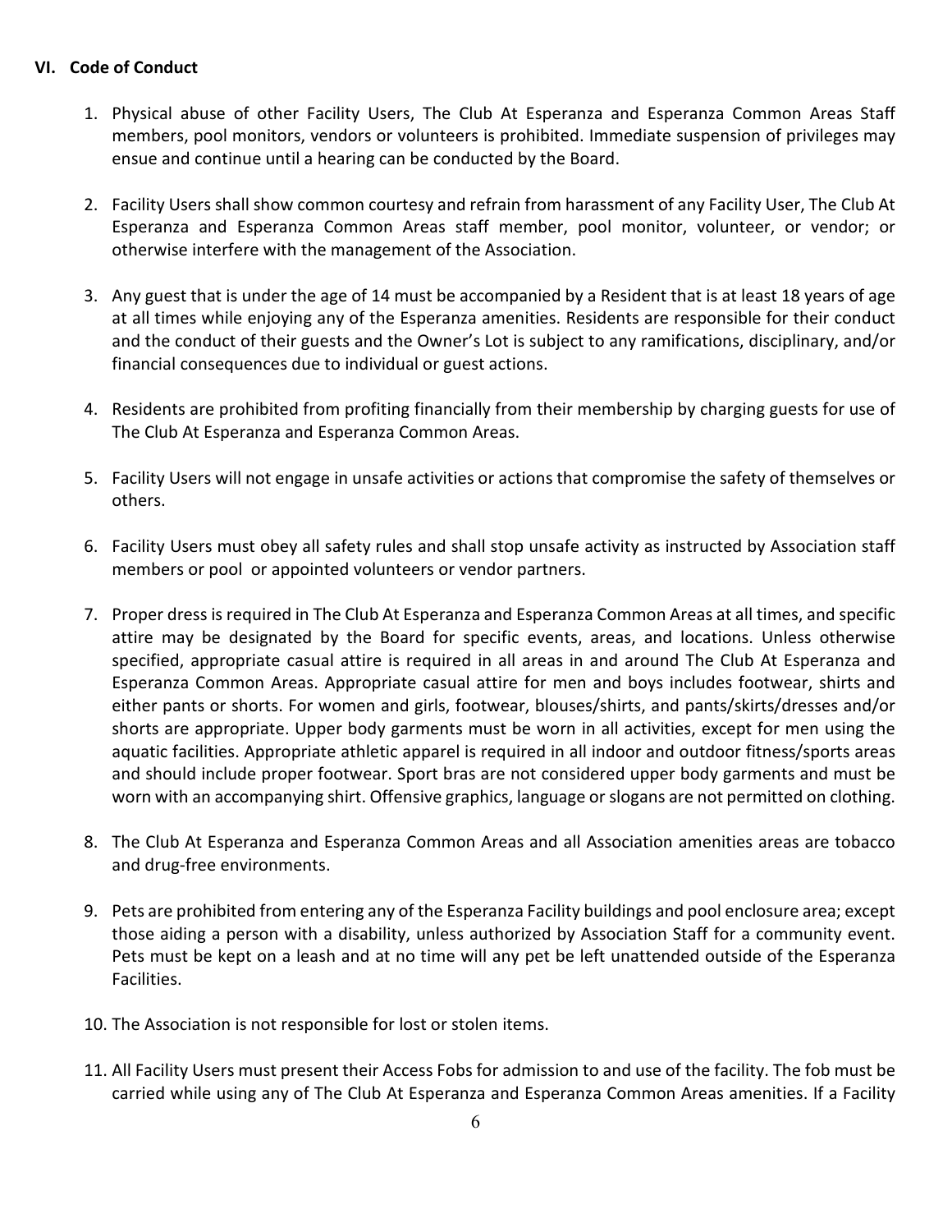## VI. Code of Conduct

1. Physical abuse of other Facility Users, The Club At Esperanza and Esperanza Common Areas Staff members, pool monitors, vendors or volunteers is prohibited. Immediate suspension of privileges may ensue and continue until a hearing can be conducted by the Board.

2. Facility Users shall show common courtesy and refrain from harassment of any Facility User, The Club At Esperanza and Esperanza Common Areas staff member, pool monitor, volunteer, or vendor; or otherwise interfere with the management of the Association.

3. Any guest that is under the age of 14 must be accompanied by a Resident that is at least 18 years of age at all times while enjoying any of the Esperanza amenities. Residents are responsible for their conduct and the conduct of their guests and the Owner's Lot is subject to any ramifications, disciplinary, and/or financial consequences due to individual or guest actions.

4. Residents are prohibited from profiting financially from their membership by charging guests for use of The Club At Esperanza and Esperanza Common Areas.

5. Facility Users will not engage in unsafe activities or actions that compromise the safety of themselves or others.

6. Facility Users must obey all safety rules and shall stop unsafe activity as instructed by Association staff members or pool or appointed volunteers or vendor partners.

7. Proper dress is required in The Club At Esperanza and Esperanza Common Areas at all times, and specific attire may be designated by the Board for specific events, areas, and locations. Unless otherwise specified, appropriate casual attire is required in all areas in and around The Club At Esperanza and Esperanza Common Areas. Appropriate casual attire for men and boys includes footwear, shirts and either pants or shorts. For women and girls, footwear, blouses/shirts, and pants/skirts/dresses and/or shorts are appropriate. Upper body garments must be worn in all activities, except for men using the aquatic facilities. Appropriate athletic apparel is required in all indoor and outdoor fitness/sports areas and should include proper footwear. Sport bras are not considered upper body garments and must be worn with an accompanying shirt. Offensive graphics, language or slogans are not permitted on clothing.

8. The Club At Esperanza and Esperanza Common Areas and all Association amenities areas are tobacco and drug-free environments.

9. Pets are prohibited from entering any of the Esperanza Facility buildings and pool enclosure area; except those aiding a person with a disability, unless authorized by Association Staff for a community event. Pets must be kept on a leash and at no time will any pet be left unattended outside of the Esperanza Facilities.

10. The Association is not responsible for lost or stolen items.

11. All Facility Users must present their Access Fobs for admission to and use of the facility. The fob must be carried while using any of The Club At Esperanza and Esperanza Common Areas amenities. If a Facility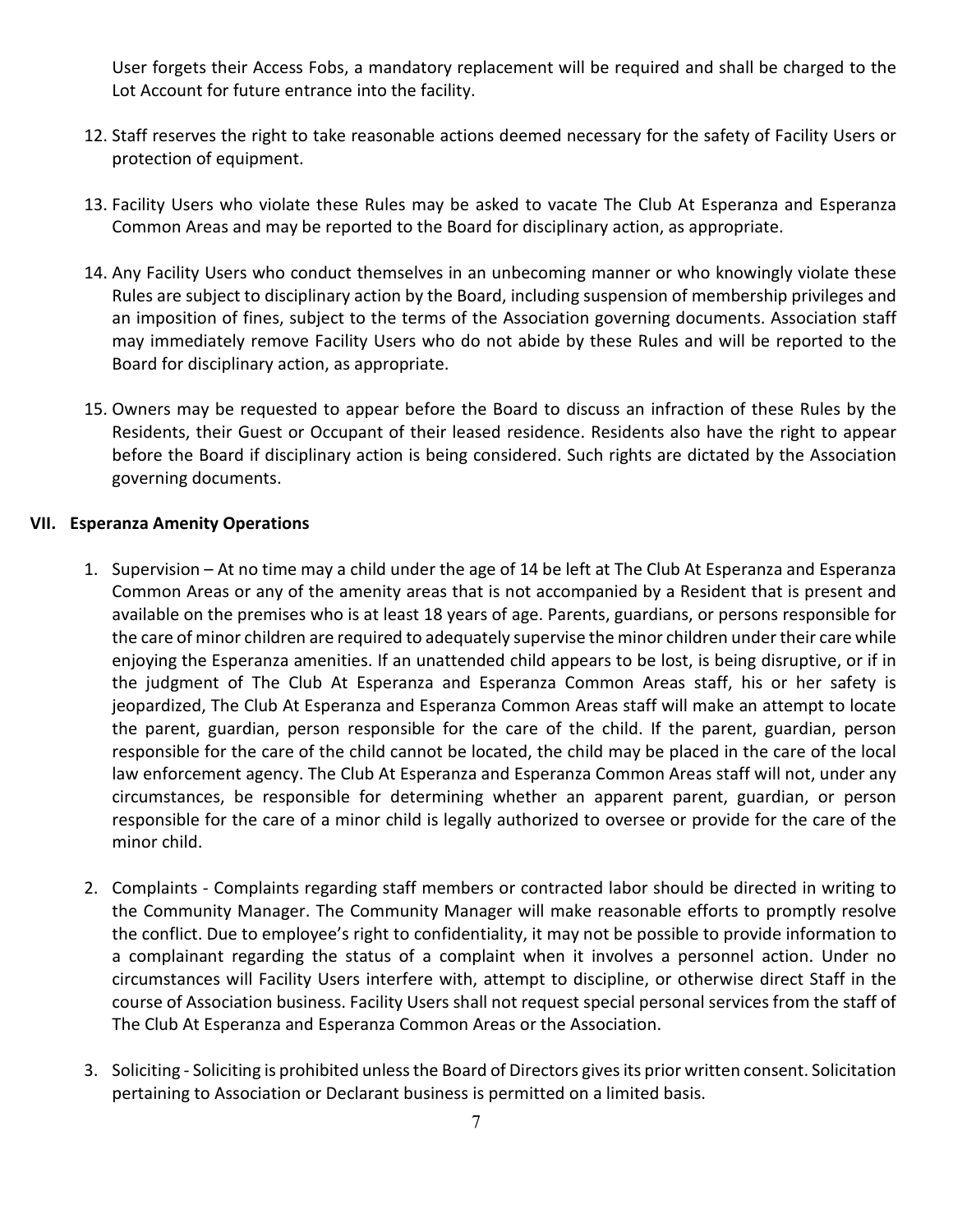User forgets their Access Fobs, a mandatory replacement will be required and shall be charged to the Lot Account for future entrance into the facility.

12. Staff reserves the right to take reasonable actions deemed necessary for the safety of Facility Users or protection of equipment.

13. Facility Users who violate these Rules may be asked to vacate The Club At Esperanza and Esperanza Common Areas and may be reported to the Board for disciplinary action, as appropriate.

14. Any Facility Users who conduct themselves in an unbecoming manner or who knowingly violate these Rules are subject to disciplinary action by the Board, including suspension of membership privileges and an imposition of fines, subject to the terms of the Association governing documents. Association staff may immediately remove Facility Users who do not abide by these Rules and will be reported to the Board for disciplinary action, as appropriate.

15. Owners may be requested to appear before the Board to discuss an infraction of these Rules by the Residents, their Guest or Occupant of their leased residence. Residents also have the right to appear before the Board if disciplinary action is being considered. Such rights are dictated by the Association governing documents.

## VII. Esperanza Amenity Operations

1. Supervision – At no time may a child under the age of 14 be left at The Club At Esperanza and Esperanza Common Areas or any of the amenity areas that is not accompanied by a Resident that is present and available on the premises who is at least 18 years of age. Parents, guardians, or persons responsible for the care of minor children are required to adequately supervise the minor children under their care while enjoying the Esperanza amenities. If an unattended child appears to be lost, is being disruptive, or if in the judgment of The Club At Esperanza and Esperanza Common Areas staff, his or her safety is jeopardized, The Club At Esperanza and Esperanza Common Areas staff will make an attempt to locate the parent, guardian, person responsible for the care of the child. If the parent, guardian, person responsible for the care of the child cannot be located, the child may be placed in the care of the local law enforcement agency. The Club At Esperanza and Esperanza Common Areas staff will not, under any circumstances, be responsible for determining whether an apparent parent, guardian, or person responsible for the care of a minor child is legally authorized to oversee or provide for the care of the minor child.

2. Complaints - Complaints regarding staff members or contracted labor should be directed in writing to the Community Manager. The Community Manager will make reasonable efforts to promptly resolve the conflict. Due to employee's right to confidentiality, it may not be possible to provide information to a complainant regarding the status of a complaint when it involves a personnel action. Under no circumstances will Facility Users interfere with, attempt to discipline, or otherwise direct Staff in the course of Association business. Facility Users shall not request special personal services from the staff of The Club At Esperanza and Esperanza Common Areas or the Association.

3. Soliciting - Soliciting is prohibited unless the Board of Directors gives its prior written consent. Solicitation pertaining to Association or Declarant business is permitted on a limited basis.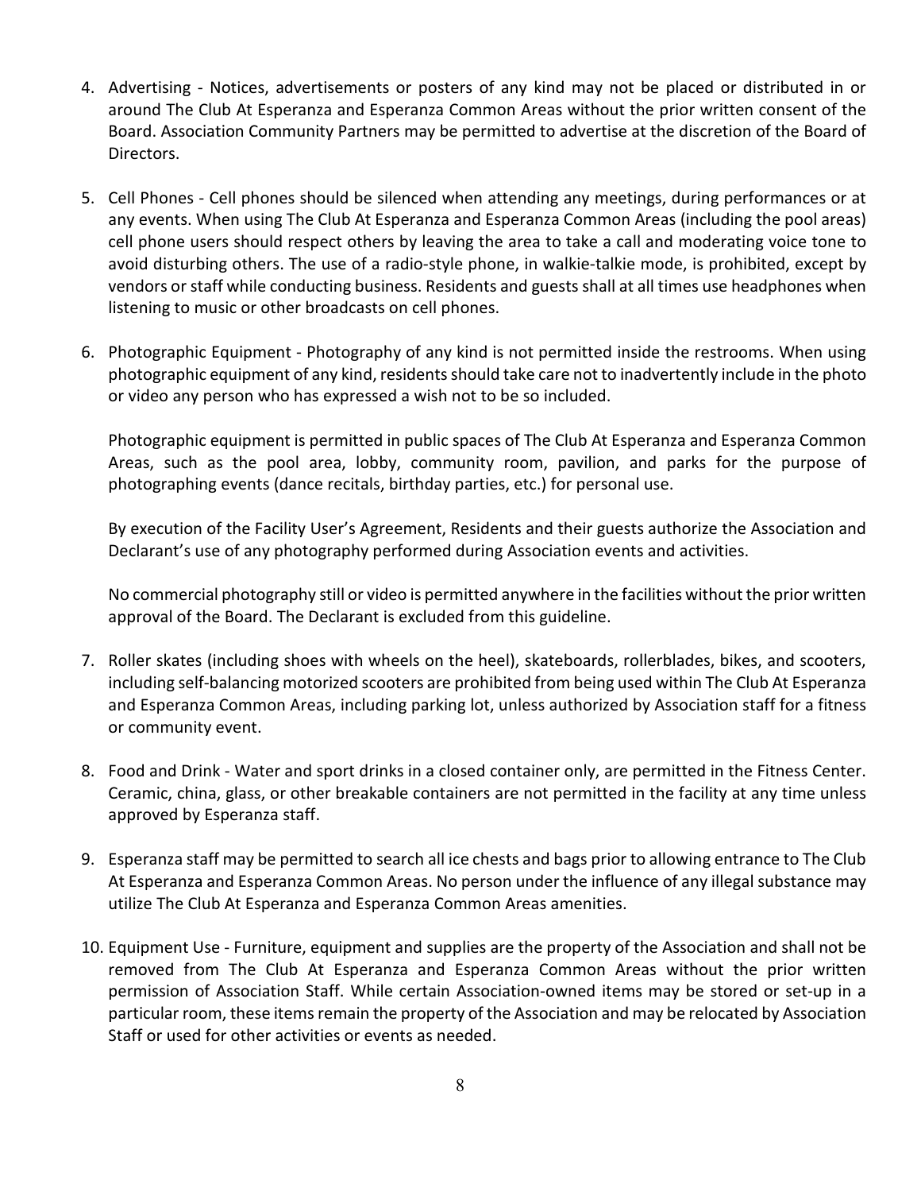4. Advertising - Notices, advertisements or posters of any kind may not be placed or distributed in or around The Club At Esperanza and Esperanza Common Areas without the prior written consent of the Board. Association Community Partners may be permitted to advertise at the discretion of the Board of Directors.

5. Cell Phones - Cell phones should be silenced when attending any meetings, during performances or at any events. When using The Club At Esperanza and Esperanza Common Areas (including the pool areas) cell phone users should respect others by leaving the area to take a call and moderating voice tone to avoid disturbing others. The use of a radio-style phone, in walkie-talkie mode, is prohibited, except by vendors or staff while conducting business. Residents and guests shall at all times use headphones when listening to music or other broadcasts on cell phones.

6. Photographic Equipment - Photography of any kind is not permitted inside the restrooms. When using photographic equipment of any kind, residents should take care not to inadvertently include in the photo or video any person who has expressed a wish not to be so included.

   Photographic equipment is permitted in public spaces of The Club At Esperanza and Esperanza Common Areas, such as the pool area, lobby, community room, pavilion, and parks for the purpose of photographing events (dance recitals, birthday parties, etc.) for personal use.

   By execution of the Facility User's Agreement, Residents and their guests authorize the Association and Declarant's use of any photography performed during Association events and activities.

   No commercial photography still or video is permitted anywhere in the facilities without the prior written approval of the Board. The Declarant is excluded from this guideline.

7. Roller skates (including shoes with wheels on the heel), skateboards, rollerblades, bikes, and scooters, including self-balancing motorized scooters are prohibited from being used within The Club At Esperanza and Esperanza Common Areas, including parking lot, unless authorized by Association staff for a fitness or community event.

8. Food and Drink - Water and sport drinks in a closed container only, are permitted in the Fitness Center. Ceramic, china, glass, or other breakable containers are not permitted in the facility at any time unless approved by Esperanza staff.

9. Esperanza staff may be permitted to search all ice chests and bags prior to allowing entrance to The Club At Esperanza and Esperanza Common Areas. No person under the influence of any illegal substance may utilize The Club At Esperanza and Esperanza Common Areas amenities.

10. Equipment Use - Furniture, equipment and supplies are the property of the Association and shall not be removed from The Club At Esperanza and Esperanza Common Areas without the prior written permission of Association Staff. While certain Association-owned items may be stored or set-up in a particular room, these items remain the property of the Association and may be relocated by Association Staff or used for other activities or events as needed.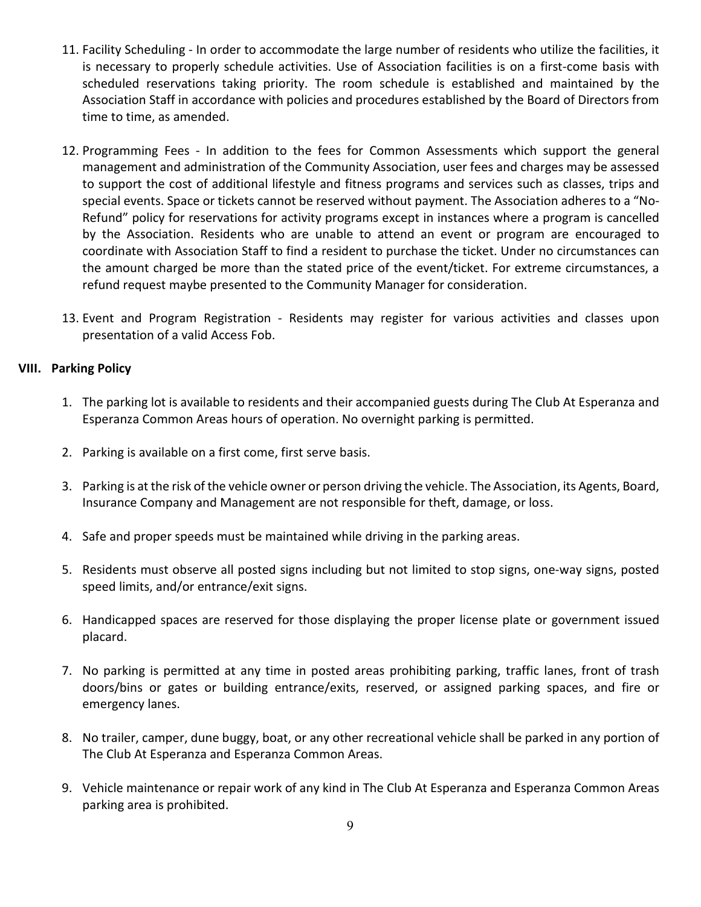11. Facility Scheduling - In order to accommodate the large number of residents who utilize the facilities, it is necessary to properly schedule activities. Use of Association facilities is on a first-come basis with scheduled reservations taking priority. The room schedule is established and maintained by the Association Staff in accordance with policies and procedures established by the Board of Directors from time to time, as amended.

12. Programming Fees - In addition to the fees for Common Assessments which support the general management and administration of the Community Association, user fees and charges may be assessed to support the cost of additional lifestyle and fitness programs and services such as classes, trips and special events. Space or tickets cannot be reserved without payment. The Association adheres to a "No-Refund" policy for reservations for activity programs except in instances where a program is cancelled by the Association. Residents who are unable to attend an event or program are encouraged to coordinate with Association Staff to find a resident to purchase the ticket. Under no circumstances can the amount charged be more than the stated price of the event/ticket. For extreme circumstances, a refund request maybe presented to the Community Manager for consideration.

13. Event and Program Registration - Residents may register for various activities and classes upon presentation of a valid Access Fob.

## VIII. Parking Policy

1. The parking lot is available to residents and their accompanied guests during The Club At Esperanza and Esperanza Common Areas hours of operation. No overnight parking is permitted.

2. Parking is available on a first come, first serve basis.

3. Parking is at the risk of the vehicle owner or person driving the vehicle. The Association, its Agents, Board, Insurance Company and Management are not responsible for theft, damage, or loss.

4. Safe and proper speeds must be maintained while driving in the parking areas.

5. Residents must observe all posted signs including but not limited to stop signs, one-way signs, posted speed limits, and/or entrance/exit signs.

6. Handicapped spaces are reserved for those displaying the proper license plate or government issued placard.

7. No parking is permitted at any time in posted areas prohibiting parking, traffic lanes, front of trash doors/bins or gates or building entrance/exits, reserved, or assigned parking spaces, and fire or emergency lanes.

8. No trailer, camper, dune buggy, boat, or any other recreational vehicle shall be parked in any portion of The Club At Esperanza and Esperanza Common Areas.

9. Vehicle maintenance or repair work of any kind in The Club At Esperanza and Esperanza Common Areas parking area is prohibited.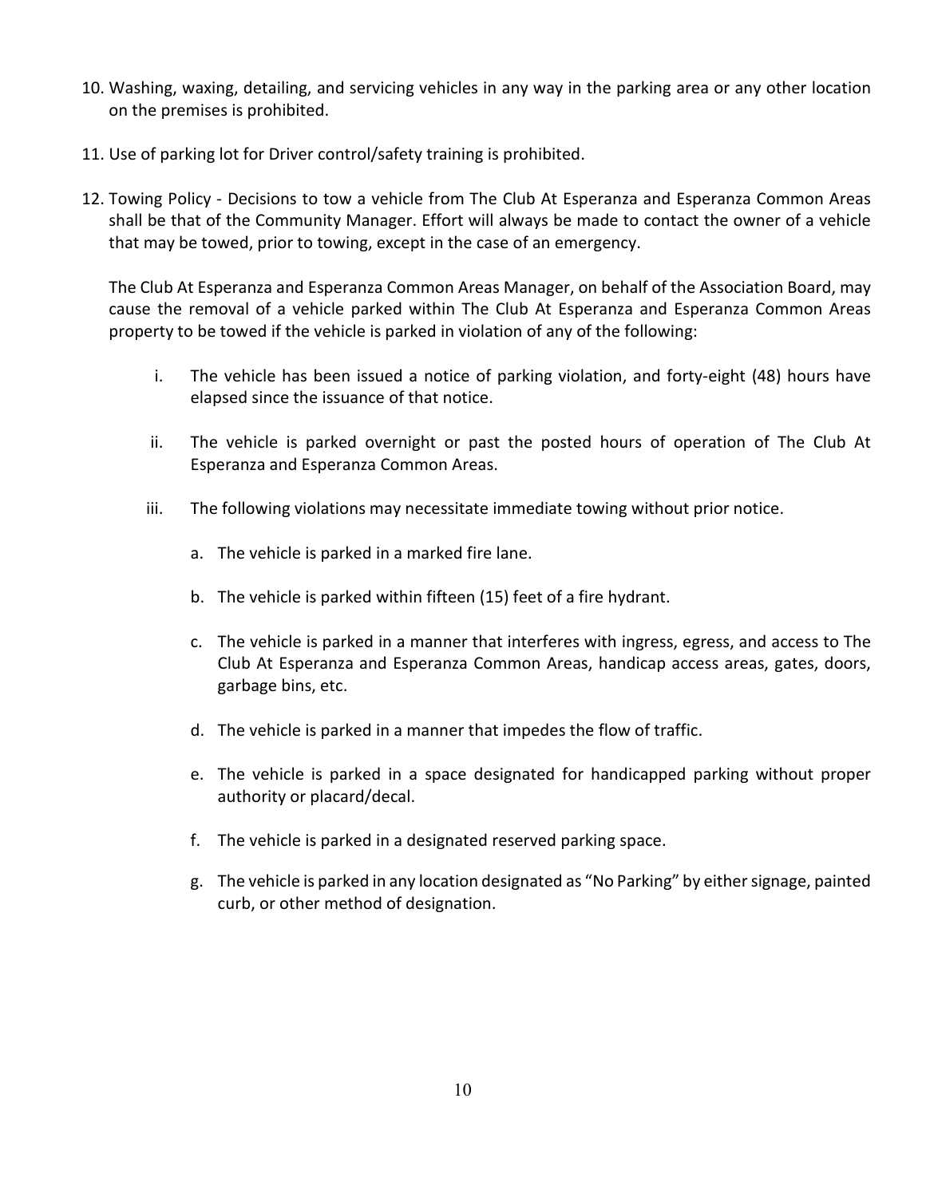10. Washing, waxing, detailing, and servicing vehicles in any way in the parking area or any other location on the premises is prohibited.

11. Use of parking lot for Driver control/safety training is prohibited.

12. Towing Policy - Decisions to tow a vehicle from The Club At Esperanza and Esperanza Common Areas shall be that of the Community Manager. Effort will always be made to contact the owner of a vehicle that may be towed, prior to towing, except in the case of an emergency.

    The Club At Esperanza and Esperanza Common Areas Manager, on behalf of the Association Board, may cause the removal of a vehicle parked within The Club At Esperanza and Esperanza Common Areas property to be towed if the vehicle is parked in violation of any of the following:

    i. The vehicle has been issued a notice of parking violation, and forty-eight (48) hours have elapsed since the issuance of that notice.

    ii. The vehicle is parked overnight or past the posted hours of operation of The Club At Esperanza and Esperanza Common Areas.

    iii. The following violations may necessitate immediate towing without prior notice.

       a. The vehicle is parked in a marked fire lane.

       b. The vehicle is parked within fifteen (15) feet of a fire hydrant.

       c. The vehicle is parked in a manner that interferes with ingress, egress, and access to The Club At Esperanza and Esperanza Common Areas, handicap access areas, gates, doors, garbage bins, etc.

       d. The vehicle is parked in a manner that impedes the flow of traffic.

       e. The vehicle is parked in a space designated for handicapped parking without proper authority or placard/decal.

       f. The vehicle is parked in a designated reserved parking space.

       g. The vehicle is parked in any location designated as "No Parking" by either signage, painted curb, or other method of designation.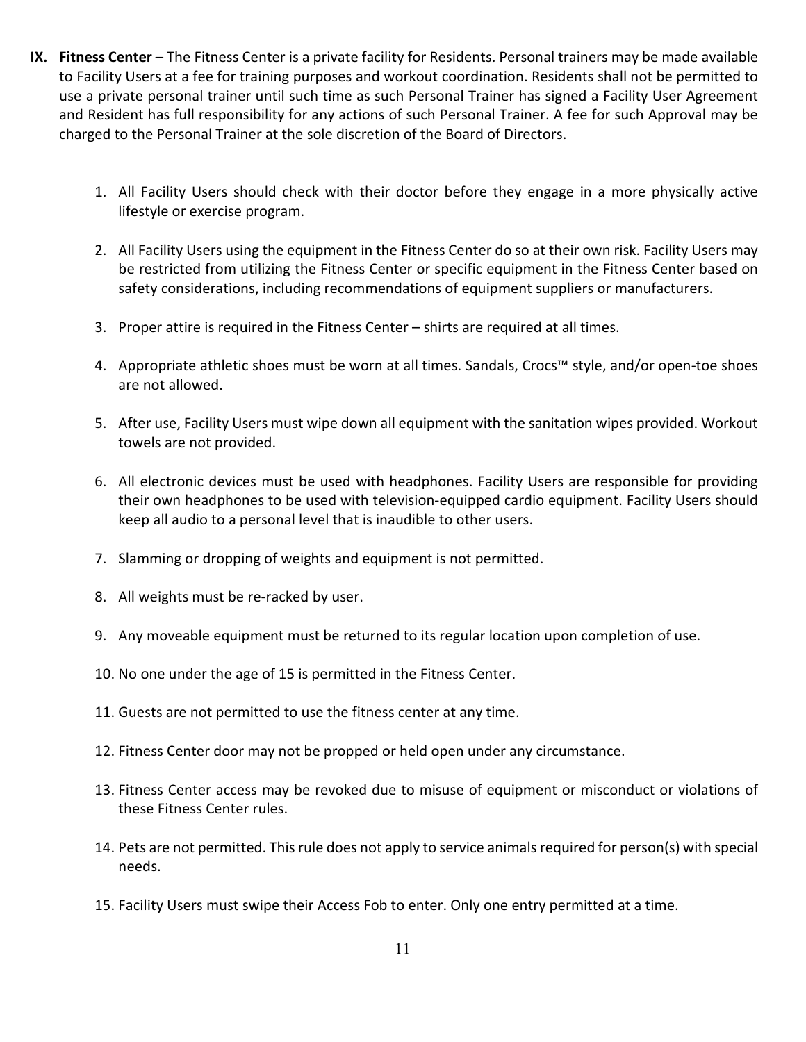**IX. Fitness Center** – The Fitness Center is a private facility for Residents. Personal trainers may be made available to Facility Users at a fee for training purposes and workout coordination. Residents shall not be permitted to use a private personal trainer until such time as such Personal Trainer has signed a Facility User Agreement and Resident has full responsibility for any actions of such Personal Trainer. A fee for such Approval may be charged to the Personal Trainer at the sole discretion of the Board of Directors.

1. All Facility Users should check with their doctor before they engage in a more physically active lifestyle or exercise program.

2. All Facility Users using the equipment in the Fitness Center do so at their own risk. Facility Users may be restricted from utilizing the Fitness Center or specific equipment in the Fitness Center based on safety considerations, including recommendations of equipment suppliers or manufacturers.

3. Proper attire is required in the Fitness Center – shirts are required at all times.

4. Appropriate athletic shoes must be worn at all times. Sandals, Crocs™ style, and/or open-toe shoes are not allowed.

5. After use, Facility Users must wipe down all equipment with the sanitation wipes provided. Workout towels are not provided.

6. All electronic devices must be used with headphones. Facility Users are responsible for providing their own headphones to be used with television-equipped cardio equipment. Facility Users should keep all audio to a personal level that is inaudible to other users.

7. Slamming or dropping of weights and equipment is not permitted.

8. All weights must be re-racked by user.

9. Any moveable equipment must be returned to its regular location upon completion of use.

10. No one under the age of 15 is permitted in the Fitness Center.

11. Guests are not permitted to use the fitness center at any time.

12. Fitness Center door may not be propped or held open under any circumstance.

13. Fitness Center access may be revoked due to misuse of equipment or misconduct or violations of these Fitness Center rules.

14. Pets are not permitted. This rule does not apply to service animals required for person(s) with special needs.

15. Facility Users must swipe their Access Fob to enter. Only one entry permitted at a time.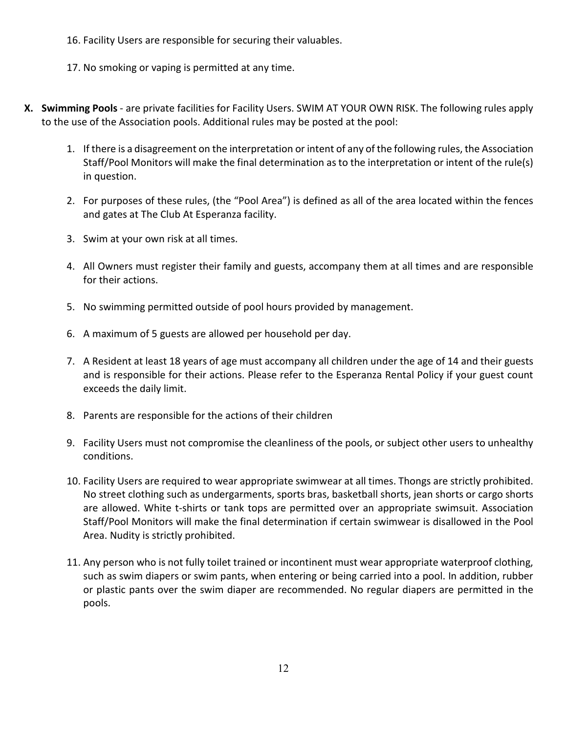16. Facility Users are responsible for securing their valuables.

17. No smoking or vaping is permitted at any time.

**X. Swimming Pools** - are private facilities for Facility Users. SWIM AT YOUR OWN RISK. The following rules apply to the use of the Association pools. Additional rules may be posted at the pool:

1. If there is a disagreement on the interpretation or intent of any of the following rules, the Association Staff/Pool Monitors will make the final determination as to the interpretation or intent of the rule(s) in question.

2. For purposes of these rules, (the "Pool Area") is defined as all of the area located within the fences and gates at The Club At Esperanza facility.

3. Swim at your own risk at all times.

4. All Owners must register their family and guests, accompany them at all times and are responsible for their actions.

5. No swimming permitted outside of pool hours provided by management.

6. A maximum of 5 guests are allowed per household per day.

7. A Resident at least 18 years of age must accompany all children under the age of 14 and their guests and is responsible for their actions. Please refer to the Esperanza Rental Policy if your guest count exceeds the daily limit.

8. Parents are responsible for the actions of their children

9. Facility Users must not compromise the cleanliness of the pools, or subject other users to unhealthy conditions.

10. Facility Users are required to wear appropriate swimwear at all times. Thongs are strictly prohibited. No street clothing such as undergarments, sports bras, basketball shorts, jean shorts or cargo shorts are allowed. White t-shirts or tank tops are permitted over an appropriate swimsuit. Association Staff/Pool Monitors will make the final determination if certain swimwear is disallowed in the Pool Area. Nudity is strictly prohibited.

11. Any person who is not fully toilet trained or incontinent must wear appropriate waterproof clothing, such as swim diapers or swim pants, when entering or being carried into a pool. In addition, rubber or plastic pants over the swim diaper are recommended. No regular diapers are permitted in the pools.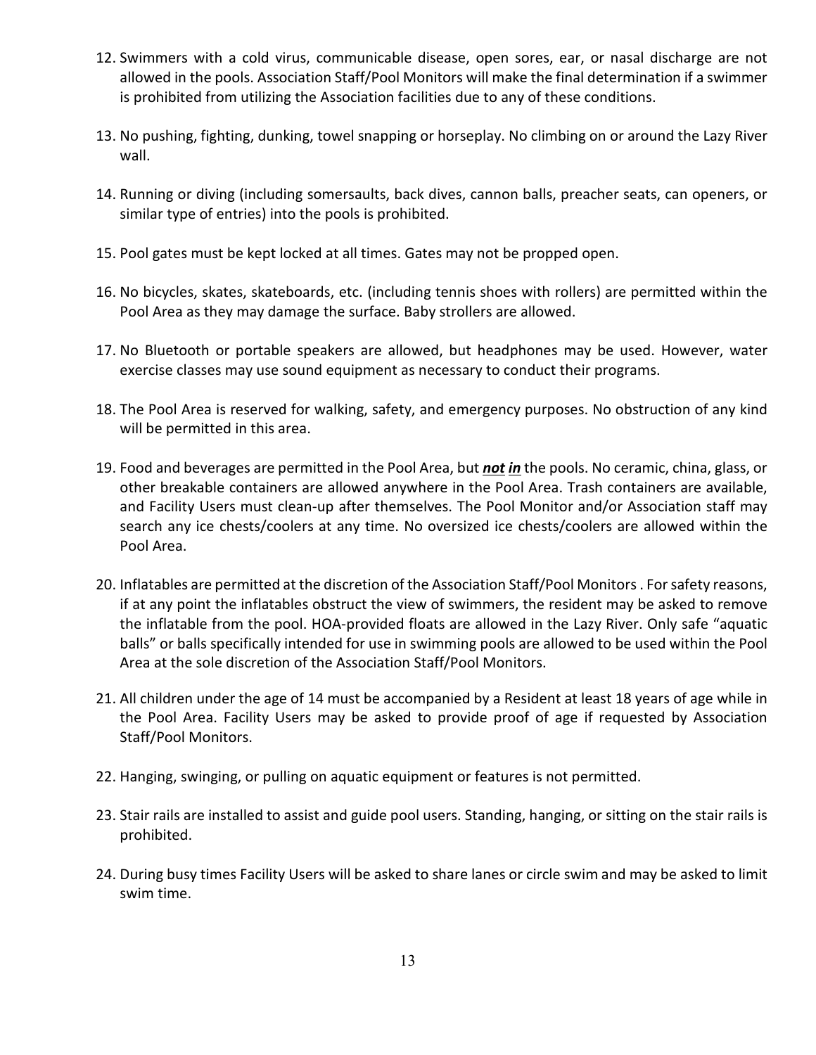12. Swimmers with a cold virus, communicable disease, open sores, ear, or nasal discharge are not allowed in the pools. Association Staff/Pool Monitors will make the final determination if a swimmer is prohibited from utilizing the Association facilities due to any of these conditions.

13. No pushing, fighting, dunking, towel snapping or horseplay. No climbing on or around the Lazy River wall.

14. Running or diving (including somersaults, back dives, cannon balls, preacher seats, can openers, or similar type of entries) into the pools is prohibited.

15. Pool gates must be kept locked at all times. Gates may not be propped open.

16. No bicycles, skates, skateboards, etc. (including tennis shoes with rollers) are permitted within the Pool Area as they may damage the surface. Baby strollers are allowed.

17. No Bluetooth or portable speakers are allowed, but headphones may be used. However, water exercise classes may use sound equipment as necessary to conduct their programs.

18. The Pool Area is reserved for walking, safety, and emergency purposes. No obstruction of any kind will be permitted in this area.

19. Food and beverages are permitted in the Pool Area, but ***not in*** the pools. No ceramic, china, glass, or other breakable containers are allowed anywhere in the Pool Area. Trash containers are available, and Facility Users must clean-up after themselves. The Pool Monitor and/or Association staff may search any ice chests/coolers at any time. No oversized ice chests/coolers are allowed within the Pool Area.

20. Inflatables are permitted at the discretion of the Association Staff/Pool Monitors . For safety reasons, if at any point the inflatables obstruct the view of swimmers, the resident may be asked to remove the inflatable from the pool. HOA-provided floats are allowed in the Lazy River. Only safe "aquatic balls" or balls specifically intended for use in swimming pools are allowed to be used within the Pool Area at the sole discretion of the Association Staff/Pool Monitors.

21. All children under the age of 14 must be accompanied by a Resident at least 18 years of age while in the Pool Area. Facility Users may be asked to provide proof of age if requested by Association Staff/Pool Monitors.

22. Hanging, swinging, or pulling on aquatic equipment or features is not permitted.

23. Stair rails are installed to assist and guide pool users. Standing, hanging, or sitting on the stair rails is prohibited.

24. During busy times Facility Users will be asked to share lanes or circle swim and may be asked to limit swim time.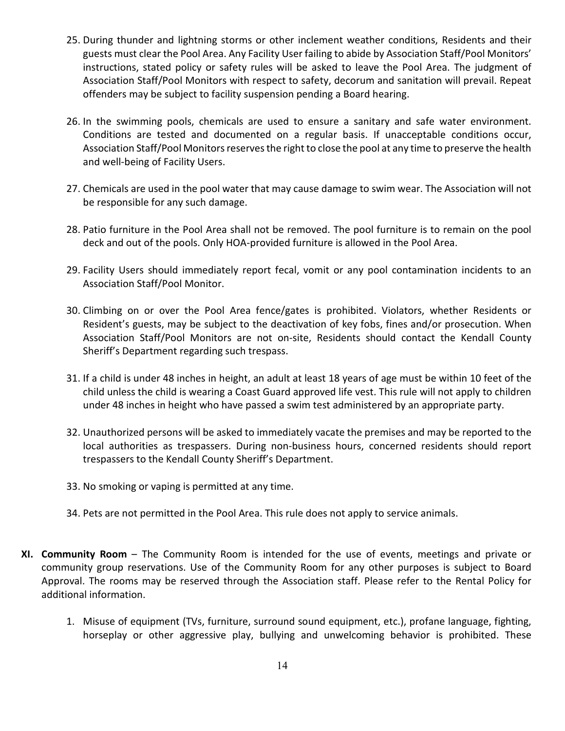25. During thunder and lightning storms or other inclement weather conditions, Residents and their guests must clear the Pool Area. Any Facility User failing to abide by Association Staff/Pool Monitors' instructions, stated policy or safety rules will be asked to leave the Pool Area. The judgment of Association Staff/Pool Monitors with respect to safety, decorum and sanitation will prevail. Repeat offenders may be subject to facility suspension pending a Board hearing.

26. In the swimming pools, chemicals are used to ensure a sanitary and safe water environment. Conditions are tested and documented on a regular basis. If unacceptable conditions occur, Association Staff/Pool Monitors reserves the right to close the pool at any time to preserve the health and well-being of Facility Users.

27. Chemicals are used in the pool water that may cause damage to swim wear. The Association will not be responsible for any such damage.

28. Patio furniture in the Pool Area shall not be removed. The pool furniture is to remain on the pool deck and out of the pools. Only HOA-provided furniture is allowed in the Pool Area.

29. Facility Users should immediately report fecal, vomit or any pool contamination incidents to an Association Staff/Pool Monitor.

30. Climbing on or over the Pool Area fence/gates is prohibited. Violators, whether Residents or Resident's guests, may be subject to the deactivation of key fobs, fines and/or prosecution. When Association Staff/Pool Monitors are not on-site, Residents should contact the Kendall County Sheriff's Department regarding such trespass.

31. If a child is under 48 inches in height, an adult at least 18 years of age must be within 10 feet of the child unless the child is wearing a Coast Guard approved life vest. This rule will not apply to children under 48 inches in height who have passed a swim test administered by an appropriate party.

32. Unauthorized persons will be asked to immediately vacate the premises and may be reported to the local authorities as trespassers. During non-business hours, concerned residents should report trespassers to the Kendall County Sheriff's Department.

33. No smoking or vaping is permitted at any time.

34. Pets are not permitted in the Pool Area. This rule does not apply to service animals.

**XI. Community Room** – The Community Room is intended for the use of events, meetings and private or community group reservations. Use of the Community Room for any other purposes is subject to Board Approval. The rooms may be reserved through the Association staff. Please refer to the Rental Policy for additional information.

1. Misuse of equipment (TVs, furniture, surround sound equipment, etc.), profane language, fighting, horseplay or other aggressive play, bullying and unwelcoming behavior is prohibited. These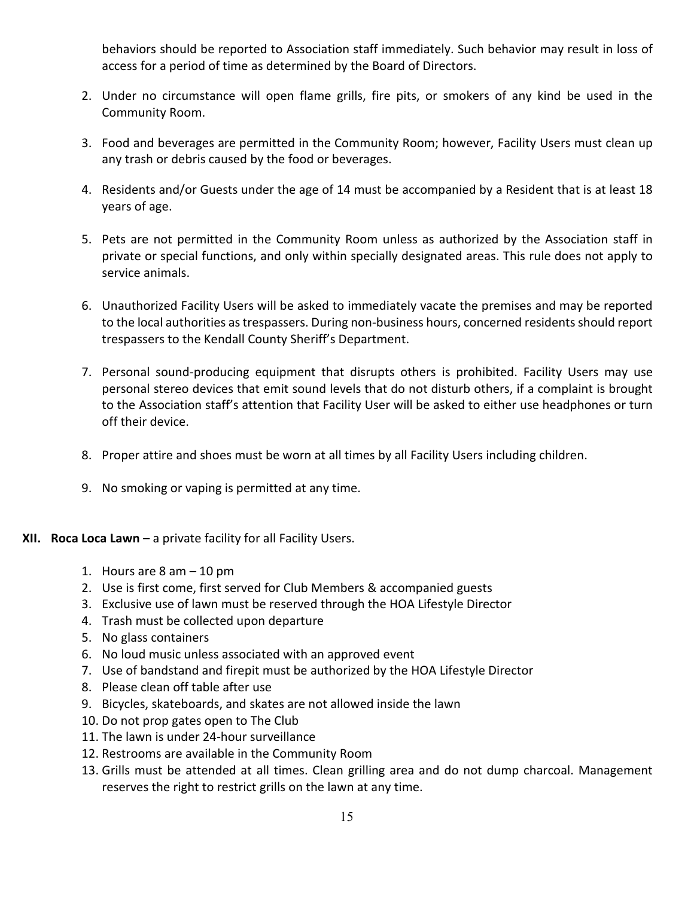behaviors should be reported to Association staff immediately. Such behavior may result in loss of access for a period of time as determined by the Board of Directors.

2. Under no circumstance will open flame grills, fire pits, or smokers of any kind be used in the Community Room.

3. Food and beverages are permitted in the Community Room; however, Facility Users must clean up any trash or debris caused by the food or beverages.

4. Residents and/or Guests under the age of 14 must be accompanied by a Resident that is at least 18 years of age.

5. Pets are not permitted in the Community Room unless as authorized by the Association staff in private or special functions, and only within specially designated areas. This rule does not apply to service animals.

6. Unauthorized Facility Users will be asked to immediately vacate the premises and may be reported to the local authorities as trespassers. During non-business hours, concerned residents should report trespassers to the Kendall County Sheriff's Department.

7. Personal sound-producing equipment that disrupts others is prohibited. Facility Users may use personal stereo devices that emit sound levels that do not disturb others, if a complaint is brought to the Association staff's attention that Facility User will be asked to either use headphones or turn off their device.

8. Proper attire and shoes must be worn at all times by all Facility Users including children.

9. No smoking or vaping is permitted at any time.

**XII. Roca Loca Lawn** – a private facility for all Facility Users.

1. Hours are 8 am – 10 pm
2. Use is first come, first served for Club Members & accompanied guests
3. Exclusive use of lawn must be reserved through the HOA Lifestyle Director
4. Trash must be collected upon departure
5. No glass containers
6. No loud music unless associated with an approved event
7. Use of bandstand and firepit must be authorized by the HOA Lifestyle Director
8. Please clean off table after use
9. Bicycles, skateboards, and skates are not allowed inside the lawn
10. Do not prop gates open to The Club
11. The lawn is under 24-hour surveillance
12. Restrooms are available in the Community Room
13. Grills must be attended at all times. Clean grilling area and do not dump charcoal. Management reserves the right to restrict grills on the lawn at any time.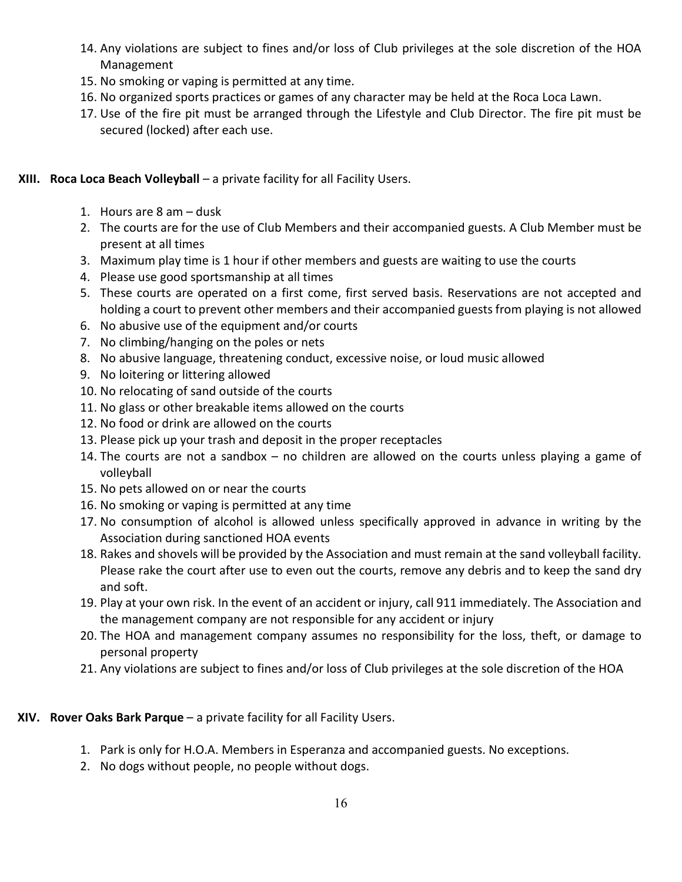14. Any violations are subject to fines and/or loss of Club privileges at the sole discretion of the HOA Management
15. No smoking or vaping is permitted at any time.
16. No organized sports practices or games of any character may be held at the Roca Loca Lawn.
17. Use of the fire pit must be arranged through the Lifestyle and Club Director. The fire pit must be secured (locked) after each use.

## XIII. **Roca Loca Beach Volleyball** – a private facility for all Facility Users.

1. Hours are 8 am – dusk
2. The courts are for the use of Club Members and their accompanied guests. A Club Member must be present at all times
3. Maximum play time is 1 hour if other members and guests are waiting to use the courts
4. Please use good sportsmanship at all times
5. These courts are operated on a first come, first served basis. Reservations are not accepted and holding a court to prevent other members and their accompanied guests from playing is not allowed
6. No abusive use of the equipment and/or courts
7. No climbing/hanging on the poles or nets
8. No abusive language, threatening conduct, excessive noise, or loud music allowed
9. No loitering or littering allowed
10. No relocating of sand outside of the courts
11. No glass or other breakable items allowed on the courts
12. No food or drink are allowed on the courts
13. Please pick up your trash and deposit in the proper receptacles
14. The courts are not a sandbox – no children are allowed on the courts unless playing a game of volleyball
15. No pets allowed on or near the courts
16. No smoking or vaping is permitted at any time
17. No consumption of alcohol is allowed unless specifically approved in advance in writing by the Association during sanctioned HOA events
18. Rakes and shovels will be provided by the Association and must remain at the sand volleyball facility. Please rake the court after use to even out the courts, remove any debris and to keep the sand dry and soft.
19. Play at your own risk. In the event of an accident or injury, call 911 immediately. The Association and the management company are not responsible for any accident or injury
20. The HOA and management company assumes no responsibility for the loss, theft, or damage to personal property
21. Any violations are subject to fines and/or loss of Club privileges at the sole discretion of the HOA

## XIV. **Rover Oaks Bark Parque** – a private facility for all Facility Users.

1. Park is only for H.O.A. Members in Esperanza and accompanied guests. No exceptions.
2. No dogs without people, no people without dogs.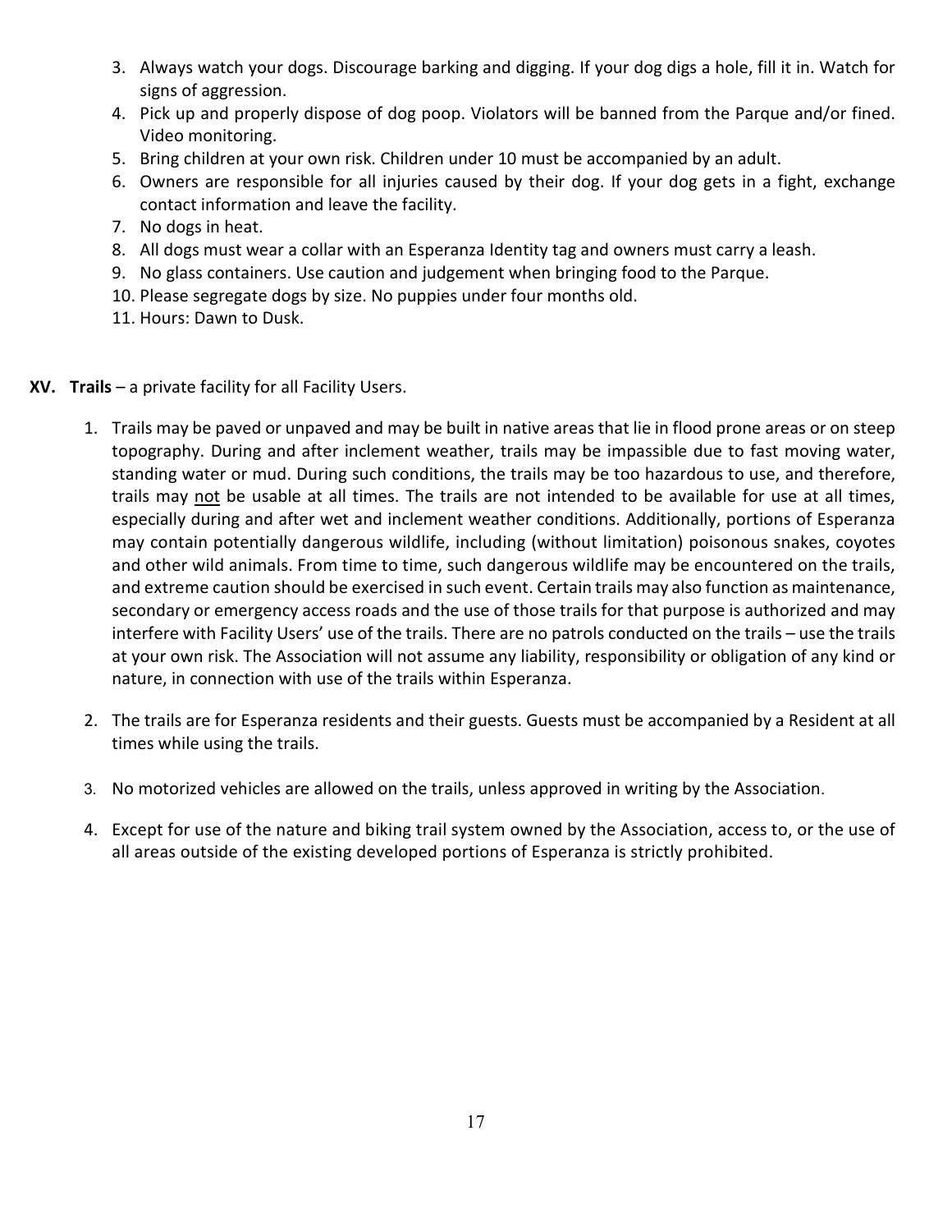3. Always watch your dogs. Discourage barking and digging. If your dog digs a hole, fill it in. Watch for signs of aggression.
4. Pick up and properly dispose of dog poop. Violators will be banned from the Parque and/or fined. Video monitoring.
5. Bring children at your own risk. Children under 10 must be accompanied by an adult.
6. Owners are responsible for all injuries caused by their dog. If your dog gets in a fight, exchange contact information and leave the facility.
7. No dogs in heat.
8. All dogs must wear a collar with an Esperanza Identity tag and owners must carry a leash.
9. No glass containers. Use caution and judgement when bringing food to the Parque.
10. Please segregate dogs by size. No puppies under four months old.
11. Hours: Dawn to Dusk.

## XV. **Trails** – a private facility for all Facility Users.

1. Trails may be paved or unpaved and may be built in native areas that lie in flood prone areas or on steep topography. During and after inclement weather, trails may be impassible due to fast moving water, standing water or mud. During such conditions, the trails may be too hazardous to use, and therefore, trails may <u>not</u> be usable at all times. The trails are not intended to be available for use at all times, especially during and after wet and inclement weather conditions. Additionally, portions of Esperanza may contain potentially dangerous wildlife, including (without limitation) poisonous snakes, coyotes and other wild animals. From time to time, such dangerous wildlife may be encountered on the trails, and extreme caution should be exercised in such event. Certain trails may also function as maintenance, secondary or emergency access roads and the use of those trails for that purpose is authorized and may interfere with Facility Users' use of the trails. There are no patrols conducted on the trails – use the trails at your own risk. The Association will not assume any liability, responsibility or obligation of any kind or nature, in connection with use of the trails within Esperanza.

2. The trails are for Esperanza residents and their guests. Guests must be accompanied by a Resident at all times while using the trails.

3. No motorized vehicles are allowed on the trails, unless approved in writing by the Association.

4. Except for use of the nature and biking trail system owned by the Association, access to, or the use of all areas outside of the existing developed portions of Esperanza is strictly prohibited.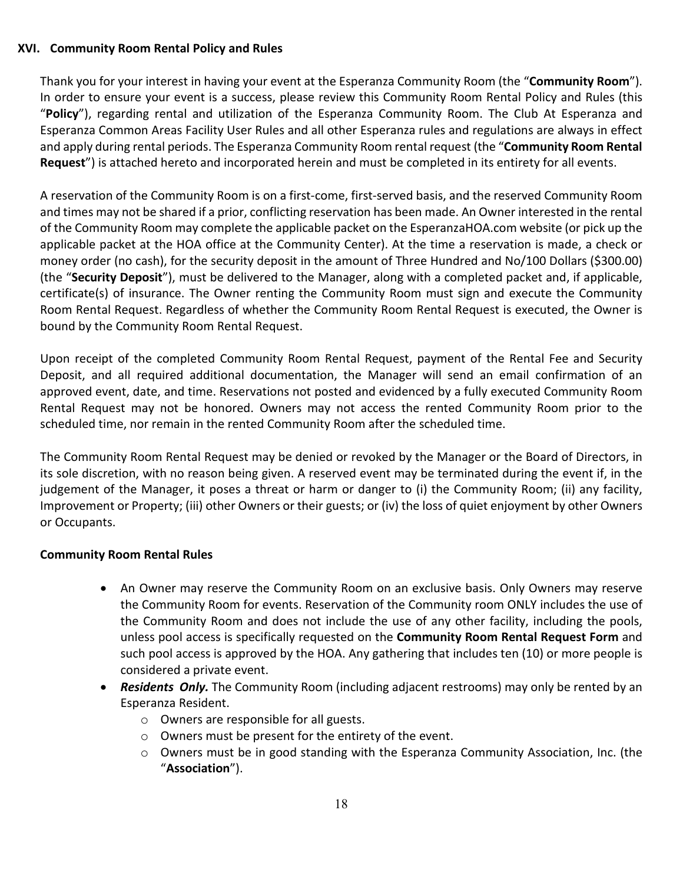## XVI. Community Room Rental Policy and Rules

Thank you for your interest in having your event at the Esperanza Community Room (the "**Community Room**"). In order to ensure your event is a success, please review this Community Room Rental Policy and Rules (this "**Policy**"), regarding rental and utilization of the Esperanza Community Room. The Club At Esperanza and Esperanza Common Areas Facility User Rules and all other Esperanza rules and regulations are always in effect and apply during rental periods. The Esperanza Community Room rental request (the "**Community Room Rental Request**") is attached hereto and incorporated herein and must be completed in its entirety for all events.

A reservation of the Community Room is on a first-come, first-served basis, and the reserved Community Room and times may not be shared if a prior, conflicting reservation has been made. An Owner interested in the rental of the Community Room may complete the applicable packet on the EsperanzaHOA.com website (or pick up the applicable packet at the HOA office at the Community Center). At the time a reservation is made, a check or money order (no cash), for the security deposit in the amount of Three Hundred and No/100 Dollars ($300.00) (the "**Security Deposit**"), must be delivered to the Manager, along with a completed packet and, if applicable, certificate(s) of insurance. The Owner renting the Community Room must sign and execute the Community Room Rental Request. Regardless of whether the Community Room Rental Request is executed, the Owner is bound by the Community Room Rental Request.

Upon receipt of the completed Community Room Rental Request, payment of the Rental Fee and Security Deposit, and all required additional documentation, the Manager will send an email confirmation of an approved event, date, and time. Reservations not posted and evidenced by a fully executed Community Room Rental Request may not be honored. Owners may not access the rented Community Room prior to the scheduled time, nor remain in the rented Community Room after the scheduled time.

The Community Room Rental Request may be denied or revoked by the Manager or the Board of Directors, in its sole discretion, with no reason being given. A reserved event may be terminated during the event if, in the judgement of the Manager, it poses a threat or harm or danger to (i) the Community Room; (ii) any facility, Improvement or Property; (iii) other Owners or their guests; or (iv) the loss of quiet enjoyment by other Owners or Occupants.

### Community Room Rental Rules

- An Owner may reserve the Community Room on an exclusive basis. Only Owners may reserve the Community Room for events. Reservation of the Community room ONLY includes the use of the Community Room and does not include the use of any other facility, including the pools, unless pool access is specifically requested on the **Community Room Rental Request Form** and such pool access is approved by the HOA. Any gathering that includes ten (10) or more people is considered a private event.
- ***Residents Only.*** The Community Room (including adjacent restrooms) may only be rented by an Esperanza Resident.
  - Owners are responsible for all guests.
  - Owners must be present for the entirety of the event.
  - Owners must be in good standing with the Esperanza Community Association, Inc. (the "**Association**").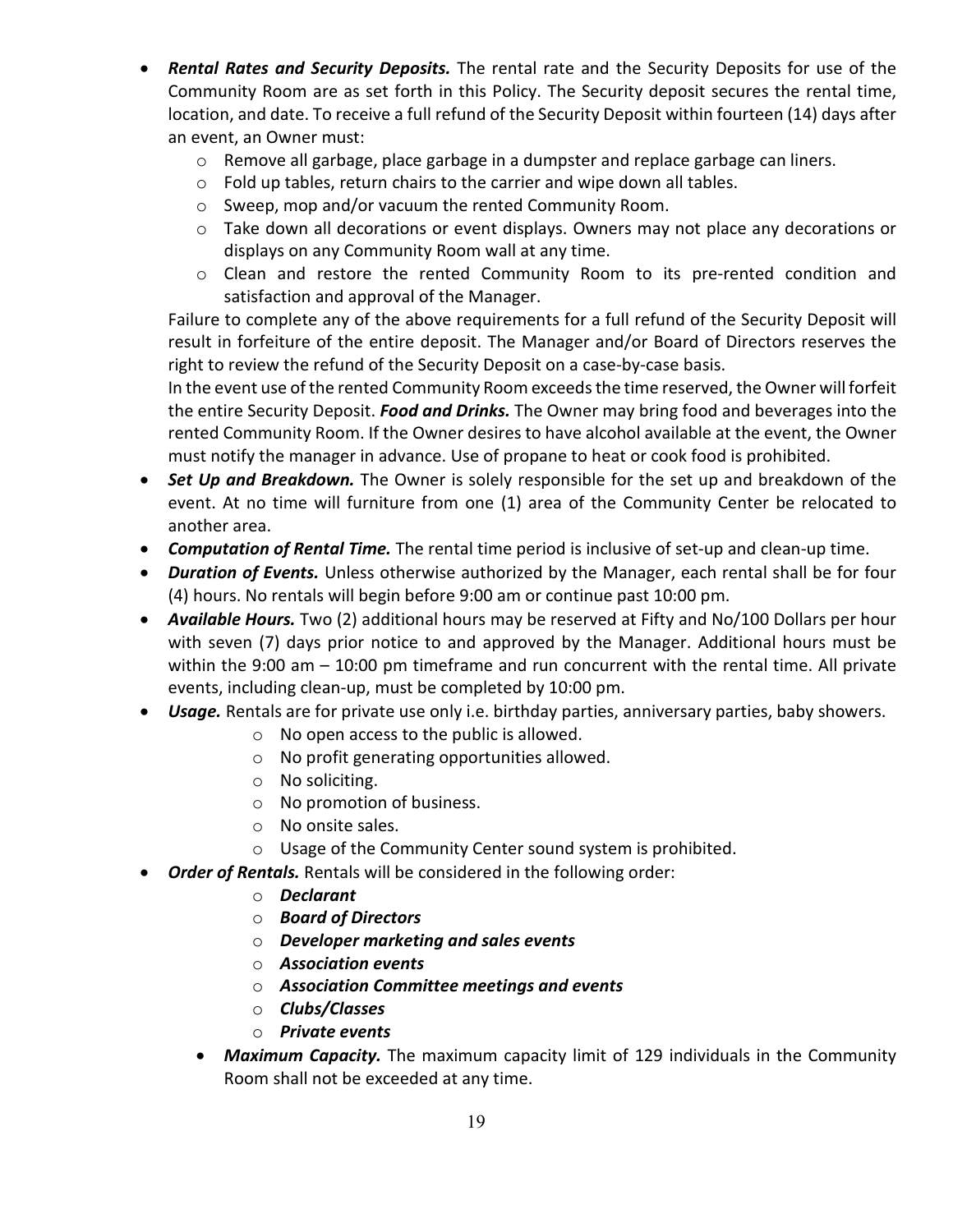- ***Rental Rates and Security Deposits.*** The rental rate and the Security Deposits for use of the Community Room are as set forth in this Policy. The Security deposit secures the rental time, location, and date. To receive a full refund of the Security Deposit within fourteen (14) days after an event, an Owner must:
  - Remove all garbage, place garbage in a dumpster and replace garbage can liners.
  - Fold up tables, return chairs to the carrier and wipe down all tables.
  - Sweep, mop and/or vacuum the rented Community Room.
  - Take down all decorations or event displays. Owners may not place any decorations or displays on any Community Room wall at any time.
  - Clean and restore the rented Community Room to its pre-rented condition and satisfaction and approval of the Manager.

  Failure to complete any of the above requirements for a full refund of the Security Deposit will result in forfeiture of the entire deposit. The Manager and/or Board of Directors reserves the right to review the refund of the Security Deposit on a case-by-case basis.

  In the event use of the rented Community Room exceeds the time reserved, the Owner will forfeit the entire Security Deposit. ***Food and Drinks.*** The Owner may bring food and beverages into the rented Community Room. If the Owner desires to have alcohol available at the event, the Owner must notify the manager in advance. Use of propane to heat or cook food is prohibited.
- ***Set Up and Breakdown.*** The Owner is solely responsible for the set up and breakdown of the event. At no time will furniture from one (1) area of the Community Center be relocated to another area.
- ***Computation of Rental Time.*** The rental time period is inclusive of set-up and clean-up time.
- ***Duration of Events.*** Unless otherwise authorized by the Manager, each rental shall be for four (4) hours. No rentals will begin before 9:00 am or continue past 10:00 pm.
- ***Available Hours.*** Two (2) additional hours may be reserved at Fifty and No/100 Dollars per hour with seven (7) days prior notice to and approved by the Manager. Additional hours must be within the 9:00 am – 10:00 pm timeframe and run concurrent with the rental time. All private events, including clean-up, must be completed by 10:00 pm.
- ***Usage.*** Rentals are for private use only i.e. birthday parties, anniversary parties, baby showers.
  - No open access to the public is allowed.
  - No profit generating opportunities allowed.
  - No soliciting.
  - No promotion of business.
  - No onsite sales.
  - Usage of the Community Center sound system is prohibited.
- ***Order of Rentals.*** Rentals will be considered in the following order:
  - ***Declarant***
  - ***Board of Directors***
  - ***Developer marketing and sales events***
  - ***Association events***
  - ***Association Committee meetings and events***
  - ***Clubs/Classes***
  - ***Private events***
  - ***Maximum Capacity.*** The maximum capacity limit of 129 individuals in the Community Room shall not be exceeded at any time.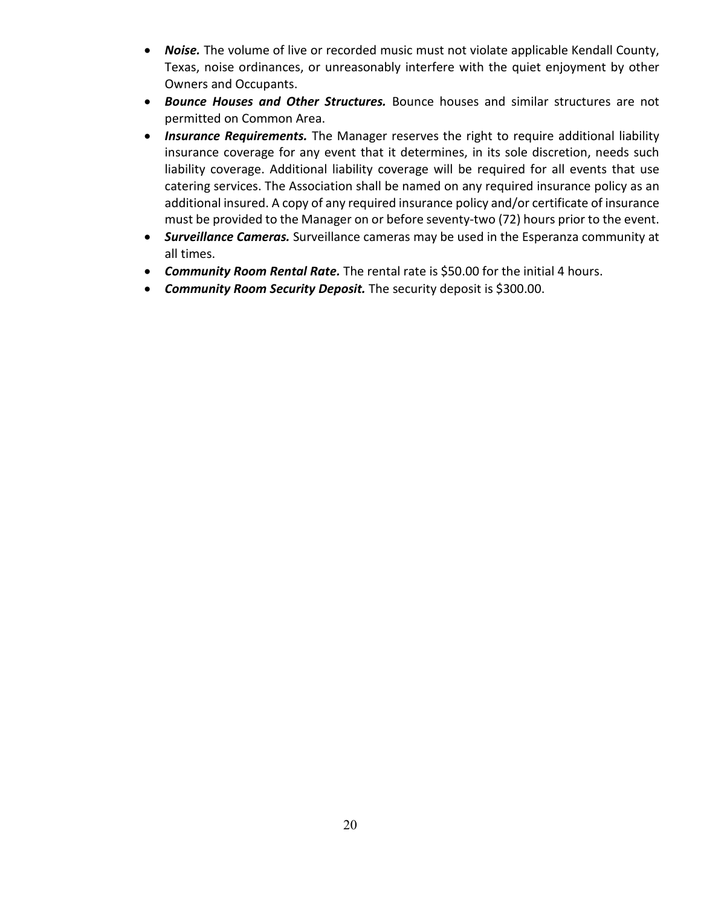- ***Noise.*** The volume of live or recorded music must not violate applicable Kendall County, Texas, noise ordinances, or unreasonably interfere with the quiet enjoyment by other Owners and Occupants.
- ***Bounce Houses and Other Structures.*** Bounce houses and similar structures are not permitted on Common Area.
- ***Insurance Requirements.*** The Manager reserves the right to require additional liability insurance coverage for any event that it determines, in its sole discretion, needs such liability coverage. Additional liability coverage will be required for all events that use catering services. The Association shall be named on any required insurance policy as an additional insured. A copy of any required insurance policy and/or certificate of insurance must be provided to the Manager on or before seventy-two (72) hours prior to the event.
- ***Surveillance Cameras.*** Surveillance cameras may be used in the Esperanza community at all times.
- ***Community Room Rental Rate.*** The rental rate is $50.00 for the initial 4 hours.
- ***Community Room Security Deposit.*** The security deposit is $300.00.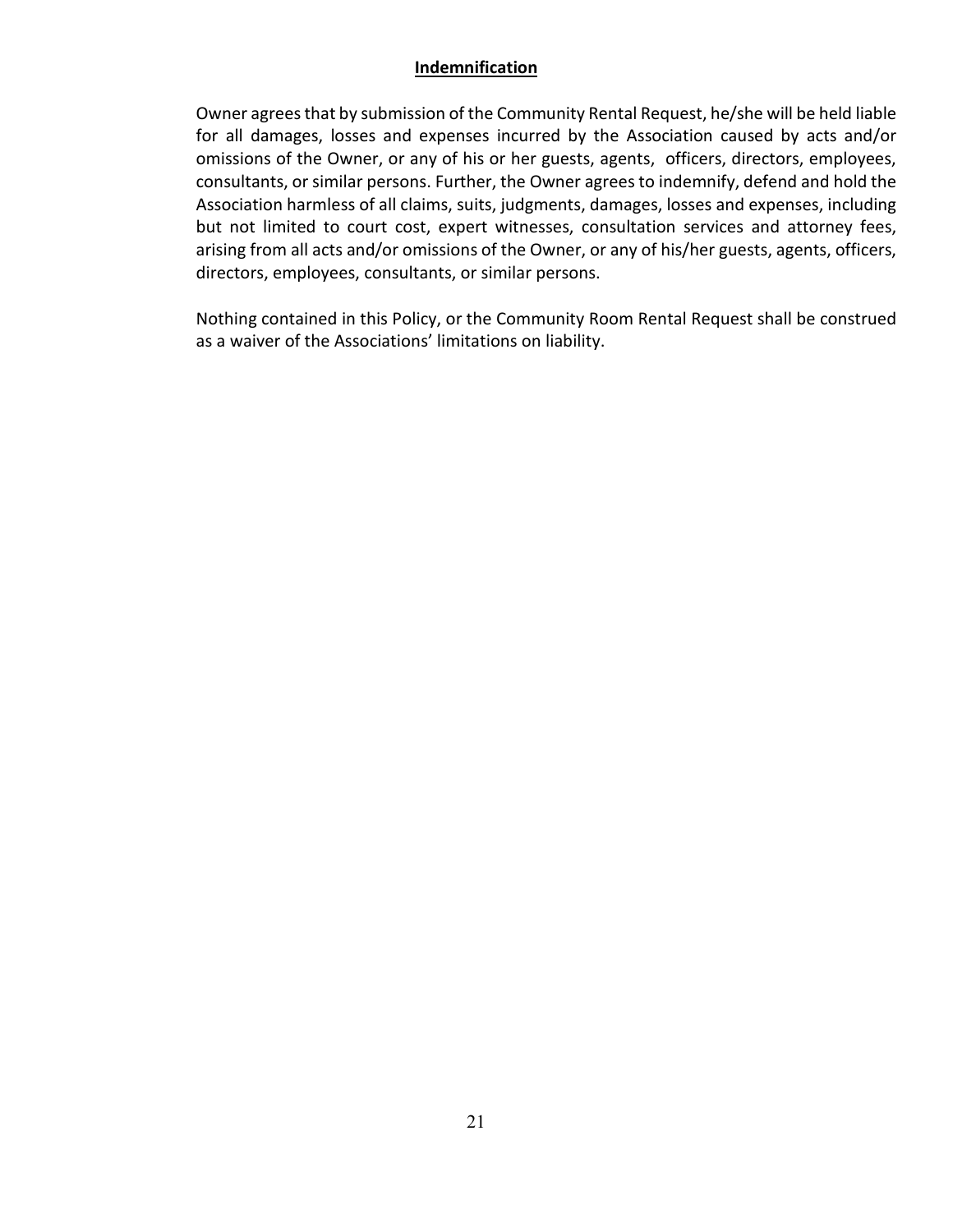## Indemnification

Owner agrees that by submission of the Community Rental Request, he/she will be held liable for all damages, losses and expenses incurred by the Association caused by acts and/or omissions of the Owner, or any of his or her guests, agents, officers, directors, employees, consultants, or similar persons. Further, the Owner agrees to indemnify, defend and hold the Association harmless of all claims, suits, judgments, damages, losses and expenses, including but not limited to court cost, expert witnesses, consultation services and attorney fees, arising from all acts and/or omissions of the Owner, or any of his/her guests, agents, officers, directors, employees, consultants, or similar persons.

Nothing contained in this Policy, or the Community Room Rental Request shall be construed as a waiver of the Associations' limitations on liability.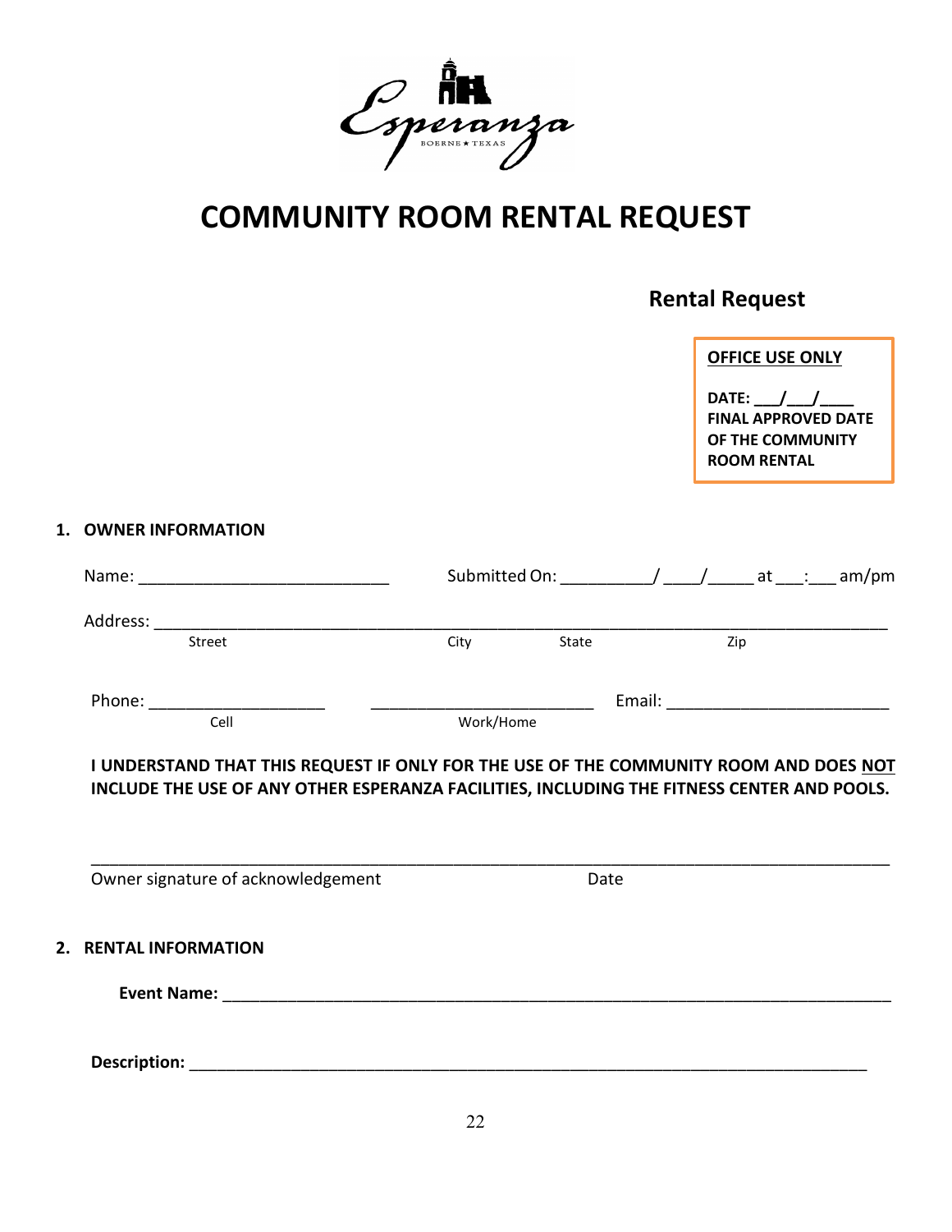# COMMUNITY ROOM RENTAL REQUEST

## Rental Request

**OFFICE USE ONLY**

**DATE: \_\_\_/\_\_\_/\_\_\_\_**
**FINAL APPROVED DATE OF THE COMMUNITY ROOM RENTAL**

**1. OWNER INFORMATION**

Name: \_\_\_\_\_\_\_\_\_\_\_\_\_\_\_\_\_\_\_\_\_\_\_\_\_\_ Submitted On: \_\_\_\_\_\_\_\_\_/ \_\_\_\_/\_\_\_\_\_ at \_\_\_:\_\_\_ am/pm

Address: \_\_\_\_\_\_\_\_\_\_\_\_\_\_\_\_\_\_\_\_\_\_\_\_\_\_\_\_\_\_\_\_\_\_\_\_\_\_\_\_\_\_\_\_\_\_\_\_\_\_\_\_\_\_\_\_\_\_\_\_\_\_\_\_\_\_\_\_\_\_
Street City State Zip

Phone: \_\_\_\_\_\_\_\_\_\_\_\_\_\_\_\_\_\_\_ \_\_\_\_\_\_\_\_\_\_\_\_\_\_\_\_\_\_\_\_\_\_\_ Email: \_\_\_\_\_\_\_\_\_\_\_\_\_\_\_\_\_\_\_\_\_\_\_\_
Cell Work/Home

**I UNDERSTAND THAT THIS REQUEST IF ONLY FOR THE USE OF THE COMMUNITY ROOM AND DOES NOT INCLUDE THE USE OF ANY OTHER ESPERANZA FACILITIES, INCLUDING THE FITNESS CENTER AND POOLS.**

\_\_\_\_\_\_\_\_\_\_\_\_\_\_\_\_\_\_\_\_\_\_\_\_\_\_\_\_\_\_\_\_\_\_\_\_\_\_\_\_\_\_\_\_\_\_\_\_\_\_\_\_\_\_\_\_\_\_\_\_\_\_\_\_\_\_\_\_\_\_\_\_\_\_\_\_\_\_
Owner signature of acknowledgement Date

**2. RENTAL INFORMATION**

**Event Name:** \_\_\_\_\_\_\_\_\_\_\_\_\_\_\_\_\_\_\_\_\_\_\_\_\_\_\_\_\_\_\_\_\_\_\_\_\_\_\_\_\_\_\_\_\_\_\_\_\_\_\_\_\_\_\_\_\_\_\_\_\_\_\_\_\_\_\_\_\_\_\_\_

**Description:** \_\_\_\_\_\_\_\_\_\_\_\_\_\_\_\_\_\_\_\_\_\_\_\_\_\_\_\_\_\_\_\_\_\_\_\_\_\_\_\_\_\_\_\_\_\_\_\_\_\_\_\_\_\_\_\_\_\_\_\_\_\_\_\_\_\_\_\_\_\_\_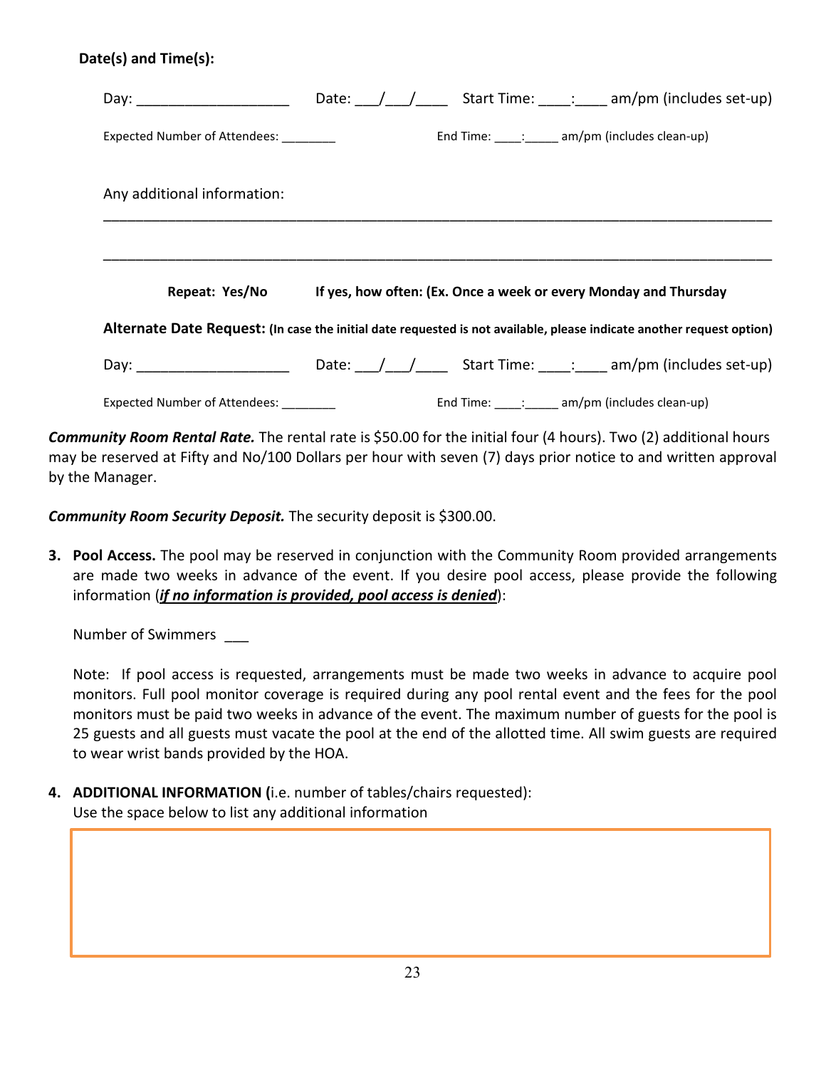**Date(s) and Time(s):**

Day: ___________________ Date: ___/___/____ Start Time: ____:____ am/pm (includes set-up)

Expected Number of Attendees: ________ End Time: ____:_____ am/pm (includes clean-up)

Any additional information:

_______________________________________________________________________________

_______________________________________________________________________________

**Repeat: Yes/No** **If yes, how often: (Ex. Once a week or every Monday and Thursday**

**Alternate Date Request: (In case the initial date requested is not available, please indicate another request option)**

Day: ___________________ Date: ___/___/____ Start Time: ____:____ am/pm (includes set-up)

Expected Number of Attendees: ________ End Time: ____:_____ am/pm (includes clean-up)

***Community Room Rental Rate.*** The rental rate is $50.00 for the initial four (4 hours). Two (2) additional hours may be reserved at Fifty and No/100 Dollars per hour with seven (7) days prior notice to and written approval by the Manager.

***Community Room Security Deposit.*** The security deposit is $300.00.

3. **Pool Access.** The pool may be reserved in conjunction with the Community Room provided arrangements are made two weeks in advance of the event. If you desire pool access, please provide the following information (***if no information is provided, pool access is denied***):

   Number of Swimmers ___

   Note: If pool access is requested, arrangements must be made two weeks in advance to acquire pool monitors. Full pool monitor coverage is required during any pool rental event and the fees for the pool monitors must be paid two weeks in advance of the event. The maximum number of guests for the pool is 25 guests and all guests must vacate the pool at the end of the allotted time. All swim guests are required to wear wrist bands provided by the HOA.

4. **ADDITIONAL INFORMATION (**i.e. number of tables/chairs requested):
   Use the space below to list any additional information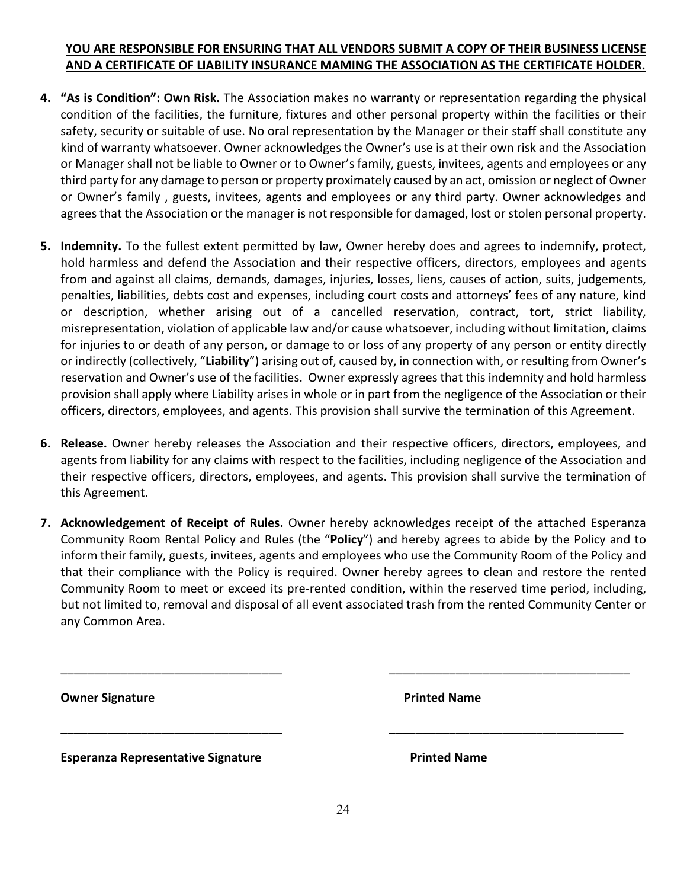**<u>YOU ARE RESPONSIBLE FOR ENSURING THAT ALL VENDORS SUBMIT A COPY OF THEIR BUSINESS LICENSE AND A CERTIFICATE OF LIABILITY INSURANCE MAMING THE ASSOCIATION AS THE CERTIFICATE HOLDER.</u>**

4. **"As is Condition": Own Risk.** The Association makes no warranty or representation regarding the physical condition of the facilities, the furniture, fixtures and other personal property within the facilities or their safety, security or suitable of use. No oral representation by the Manager or their staff shall constitute any kind of warranty whatsoever. Owner acknowledges the Owner's use is at their own risk and the Association or Manager shall not be liable to Owner or to Owner's family, guests, invitees, agents and employees or any third party for any damage to person or property proximately caused by an act, omission or neglect of Owner or Owner's family , guests, invitees, agents and employees or any third party. Owner acknowledges and agrees that the Association or the manager is not responsible for damaged, lost or stolen personal property.

5. **Indemnity.** To the fullest extent permitted by law, Owner hereby does and agrees to indemnify, protect, hold harmless and defend the Association and their respective officers, directors, employees and agents from and against all claims, demands, damages, injuries, losses, liens, causes of action, suits, judgements, penalties, liabilities, debts cost and expenses, including court costs and attorneys' fees of any nature, kind or description, whether arising out of a cancelled reservation, contract, tort, strict liability, misrepresentation, violation of applicable law and/or cause whatsoever, including without limitation, claims for injuries to or death of any person, or damage to or loss of any property of any person or entity directly or indirectly (collectively, "**Liability**") arising out of, caused by, in connection with, or resulting from Owner's reservation and Owner's use of the facilities. Owner expressly agrees that this indemnity and hold harmless provision shall apply where Liability arises in whole or in part from the negligence of the Association or their officers, directors, employees, and agents. This provision shall survive the termination of this Agreement.

6. **Release.** Owner hereby releases the Association and their respective officers, directors, employees, and agents from liability for any claims with respect to the facilities, including negligence of the Association and their respective officers, directors, employees, and agents. This provision shall survive the termination of this Agreement.

7. **Acknowledgement of Receipt of Rules.** Owner hereby acknowledges receipt of the attached Esperanza Community Room Rental Policy and Rules (the "**Policy**") and hereby agrees to abide by the Policy and to inform their family, guests, invitees, agents and employees who use the Community Room of the Policy and that their compliance with the Policy is required. Owner hereby agrees to clean and restore the rented Community Room to meet or exceed its pre-rented condition, within the reserved time period, including, but not limited to, removal and disposal of all event associated trash from the rented Community Center or any Common Area.

_________________________________ _________________________________

**Owner Signature** **Printed Name**

_________________________________ _________________________________

**Esperanza Representative Signature** **Printed Name**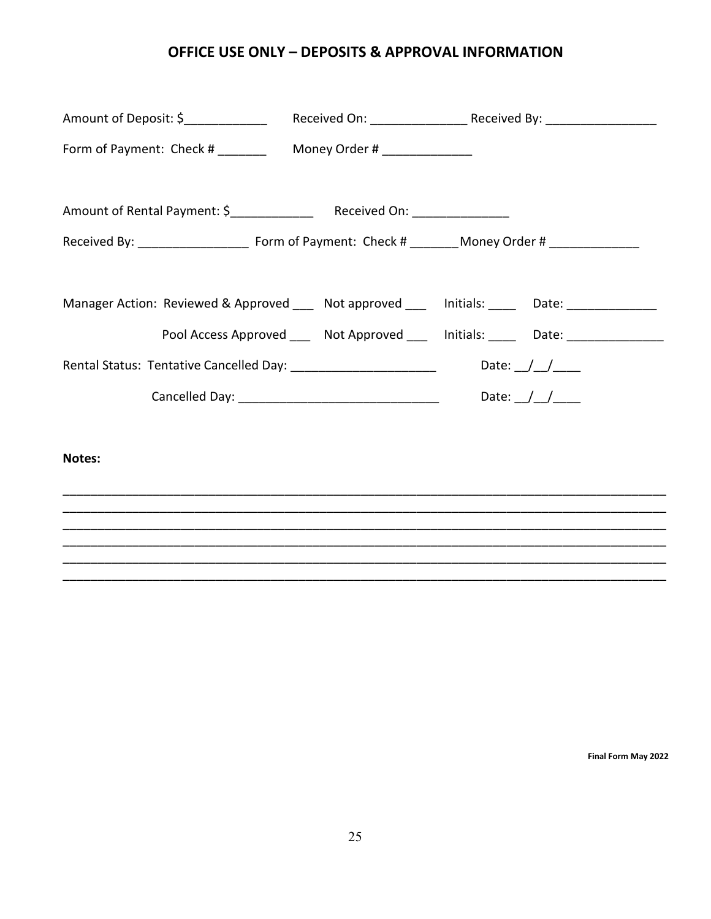## OFFICE USE ONLY – DEPOSITS & APPROVAL INFORMATION

Amount of Deposit: $____________ Received On: ______________ Received By: ________________

Form of Payment: Check # _______ Money Order # _____________

Amount of Rental Payment: $____________ Received On: ______________

Received By: ________________ Form of Payment: Check # _______ Money Order # _____________

Manager Action: Reviewed & Approved ___ Not approved ___ Initials: ____ Date: _____________

Pool Access Approved ___ Not Approved ___ Initials: ____ Date: ______________

Rental Status: Tentative Cancelled Day: _____________________ Date: __/__/____

Cancelled Day: ____________________________ Date: __/__/____

**Notes:**

_____________________________________________________________________________________
_____________________________________________________________________________________
_____________________________________________________________________________________
_____________________________________________________________________________________
_____________________________________________________________________________________
_____________________________________________________________________________________

**Final Form May 2022**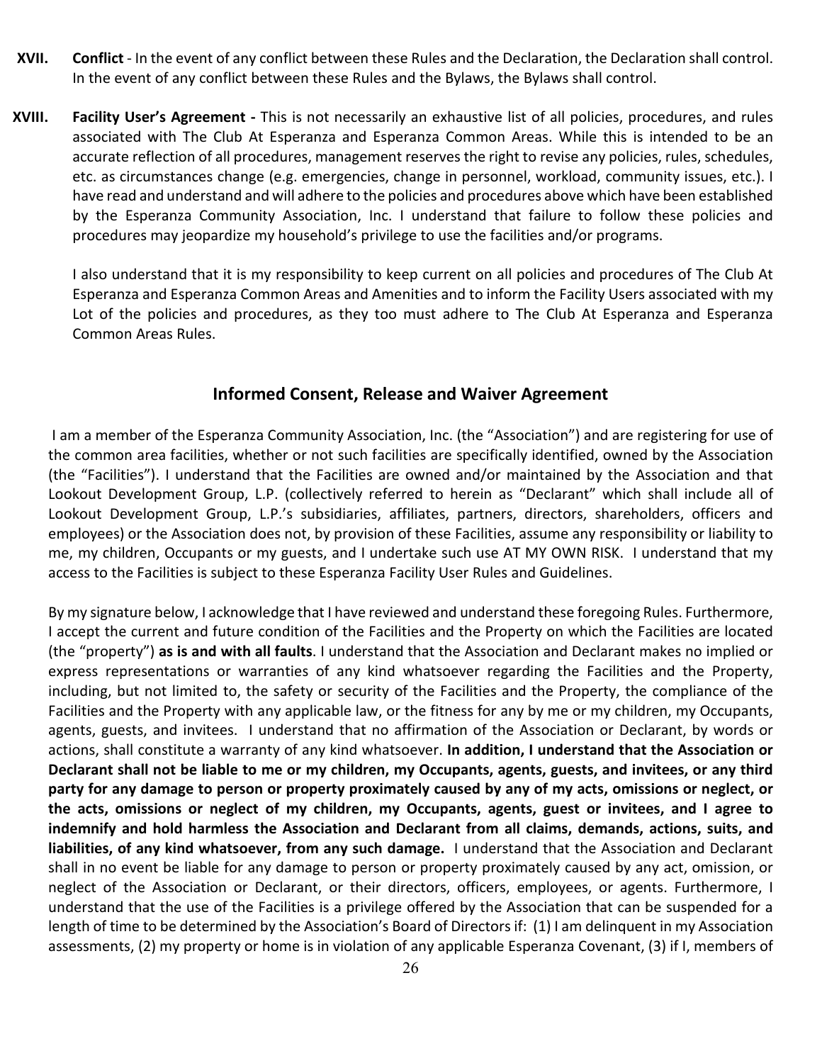**XVII. Conflict** - In the event of any conflict between these Rules and the Declaration, the Declaration shall control. In the event of any conflict between these Rules and the Bylaws, the Bylaws shall control.

**XVIII. Facility User's Agreement -** This is not necessarily an exhaustive list of all policies, procedures, and rules associated with The Club At Esperanza and Esperanza Common Areas. While this is intended to be an accurate reflection of all procedures, management reserves the right to revise any policies, rules, schedules, etc. as circumstances change (e.g. emergencies, change in personnel, workload, community issues, etc.). I have read and understand and will adhere to the policies and procedures above which have been established by the Esperanza Community Association, Inc. I understand that failure to follow these policies and procedures may jeopardize my household's privilege to use the facilities and/or programs.

I also understand that it is my responsibility to keep current on all policies and procedures of The Club At Esperanza and Esperanza Common Areas and Amenities and to inform the Facility Users associated with my Lot of the policies and procedures, as they too must adhere to The Club At Esperanza and Esperanza Common Areas Rules.

## Informed Consent, Release and Waiver Agreement

I am a member of the Esperanza Community Association, Inc. (the "Association") and are registering for use of the common area facilities, whether or not such facilities are specifically identified, owned by the Association (the "Facilities"). I understand that the Facilities are owned and/or maintained by the Association and that Lookout Development Group, L.P. (collectively referred to herein as "Declarant" which shall include all of Lookout Development Group, L.P.'s subsidiaries, affiliates, partners, directors, shareholders, officers and employees) or the Association does not, by provision of these Facilities, assume any responsibility or liability to me, my children, Occupants or my guests, and I undertake such use AT MY OWN RISK. I understand that my access to the Facilities is subject to these Esperanza Facility User Rules and Guidelines.

By my signature below, I acknowledge that I have reviewed and understand these foregoing Rules. Furthermore, I accept the current and future condition of the Facilities and the Property on which the Facilities are located (the "property") **as is and with all faults**. I understand that the Association and Declarant makes no implied or express representations or warranties of any kind whatsoever regarding the Facilities and the Property, including, but not limited to, the safety or security of the Facilities and the Property, the compliance of the Facilities and the Property with any applicable law, or the fitness for any by me or my children, my Occupants, agents, guests, and invitees. I understand that no affirmation of the Association or Declarant, by words or actions, shall constitute a warranty of any kind whatsoever. **In addition, I understand that the Association or Declarant shall not be liable to me or my children, my Occupants, agents, guests, and invitees, or any third party for any damage to person or property proximately caused by any of my acts, omissions or neglect, or the acts, omissions or neglect of my children, my Occupants, agents, guest or invitees, and I agree to indemnify and hold harmless the Association and Declarant from all claims, demands, actions, suits, and liabilities, of any kind whatsoever, from any such damage.** I understand that the Association and Declarant shall in no event be liable for any damage to person or property proximately caused by any act, omission, or neglect of the Association or Declarant, or their directors, officers, employees, or agents. Furthermore, I understand that the use of the Facilities is a privilege offered by the Association that can be suspended for a length of time to be determined by the Association's Board of Directors if: (1) I am delinquent in my Association assessments, (2) my property or home is in violation of any applicable Esperanza Covenant, (3) if I, members of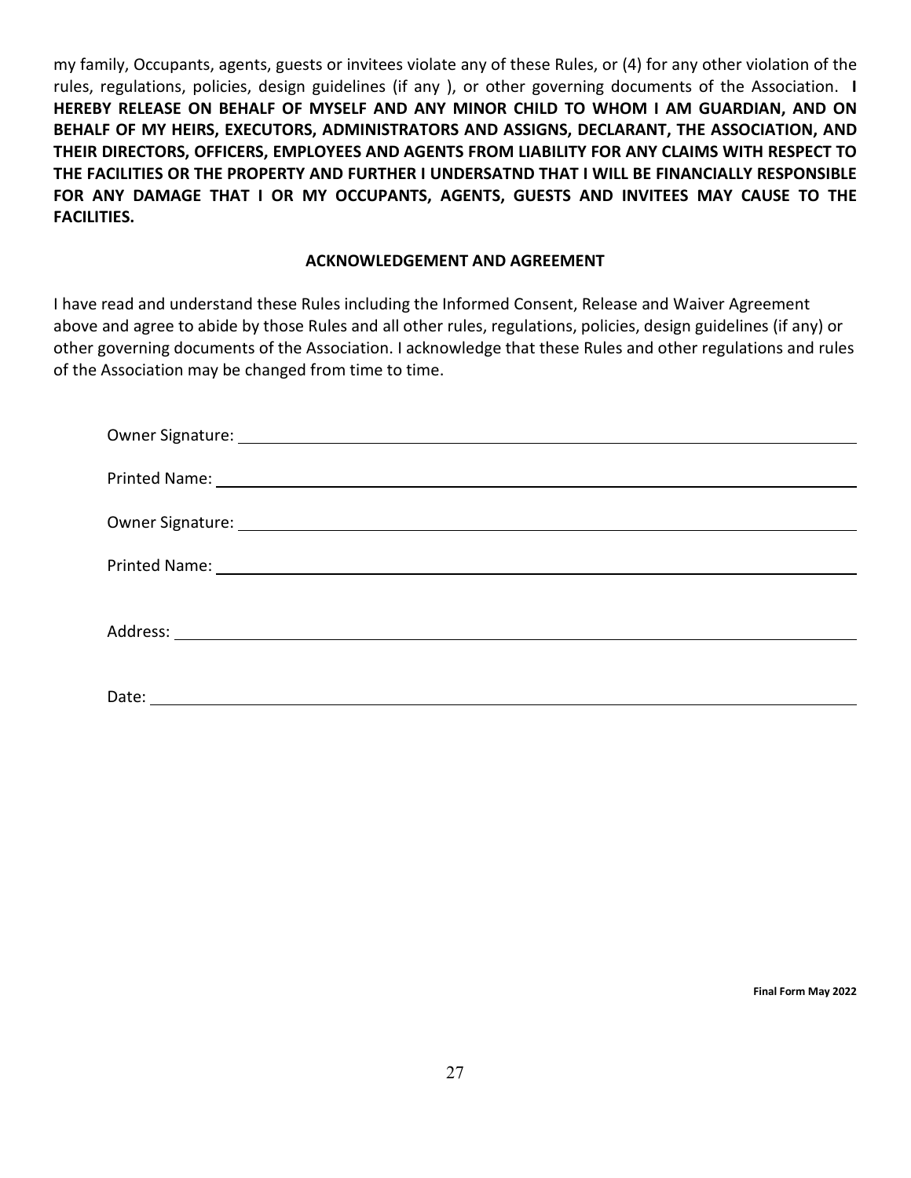my family, Occupants, agents, guests or invitees violate any of these Rules, or (4) for any other violation of the rules, regulations, policies, design guidelines (if any ), or other governing documents of the Association. **I HEREBY RELEASE ON BEHALF OF MYSELF AND ANY MINOR CHILD TO WHOM I AM GUARDIAN, AND ON BEHALF OF MY HEIRS, EXECUTORS, ADMINISTRATORS AND ASSIGNS, DECLARANT, THE ASSOCIATION, AND THEIR DIRECTORS, OFFICERS, EMPLOYEES AND AGENTS FROM LIABILITY FOR ANY CLAIMS WITH RESPECT TO THE FACILITIES OR THE PROPERTY AND FURTHER I UNDERSATND THAT I WILL BE FINANCIALLY RESPONSIBLE FOR ANY DAMAGE THAT I OR MY OCCUPANTS, AGENTS, GUESTS AND INVITEES MAY CAUSE TO THE FACILITIES.**

**ACKNOWLEDGEMENT AND AGREEMENT**

I have read and understand these Rules including the Informed Consent, Release and Waiver Agreement above and agree to abide by those Rules and all other rules, regulations, policies, design guidelines (if any) or other governing documents of the Association. I acknowledge that these Rules and other regulations and rules of the Association may be changed from time to time.

Owner Signature: ______________________________

Printed Name: ______________________________

Owner Signature: ______________________________

Printed Name: ______________________________

Address: ______________________________

Date: ______________________________

**Final Form May 2022**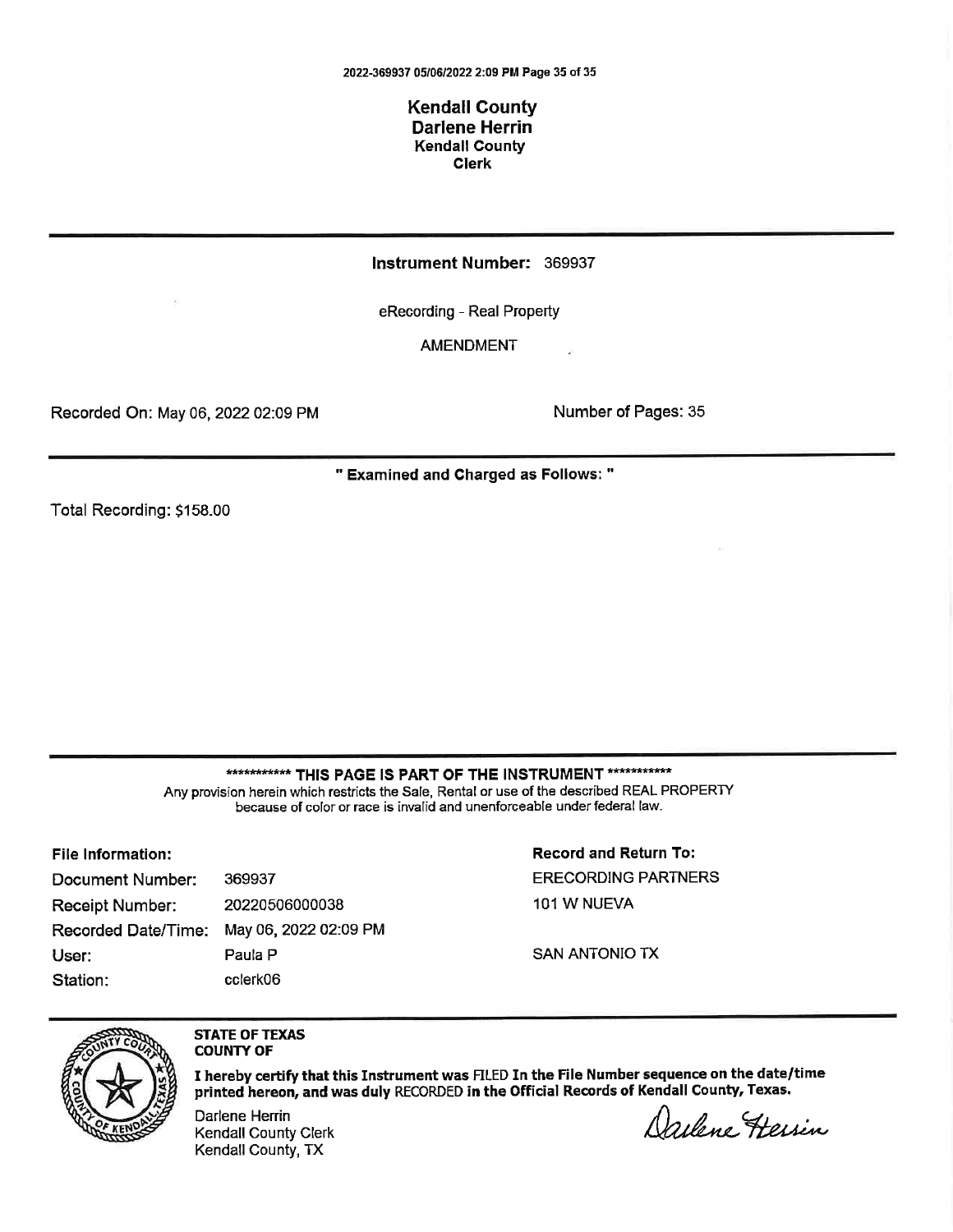# Kendall County
## Darlene Herrin
### Kendall County
### Clerk

---

**Instrument Number:** 369937

eRecording - Real Property

AMENDMENT

Recorded On: May 06, 2022 02:09 PM

Number of Pages: 35

---

**" Examined and Charged as Follows: "**

Total Recording: $158.00

---

**\*\*\*\*\*\*\*\*\*\*\*\* THIS PAGE IS PART OF THE INSTRUMENT \*\*\*\*\*\*\*\*\*\*\*\***

Any provision herein which restricts the Sale, Rental or use of the described REAL PROPERTY because of color or race is invalid and unenforceable under federal law.

| **File Information:** | | **Record and Return To:** |
|---|---|---|
| Document Number: | 369937 | ERECORDING PARTNERS |
| Receipt Number: | 20220506000038 | 101 W NUEVA |
| Recorded Date/Time: | May 06, 2022 02:09 PM | |
| User: | Paula P | SAN ANTONIO TX |
| Station: | cclerk06 | |

---

**STATE OF TEXAS**
**COUNTY OF**

**I hereby certify that this Instrument was FILED In the File Number sequence on the date/time printed hereon, and was duly RECORDED in the Official Records of Kendall County, Texas.**

Darlene Herrin
Kendall County Clerk
Kendall County, TX

Darlene Herrin